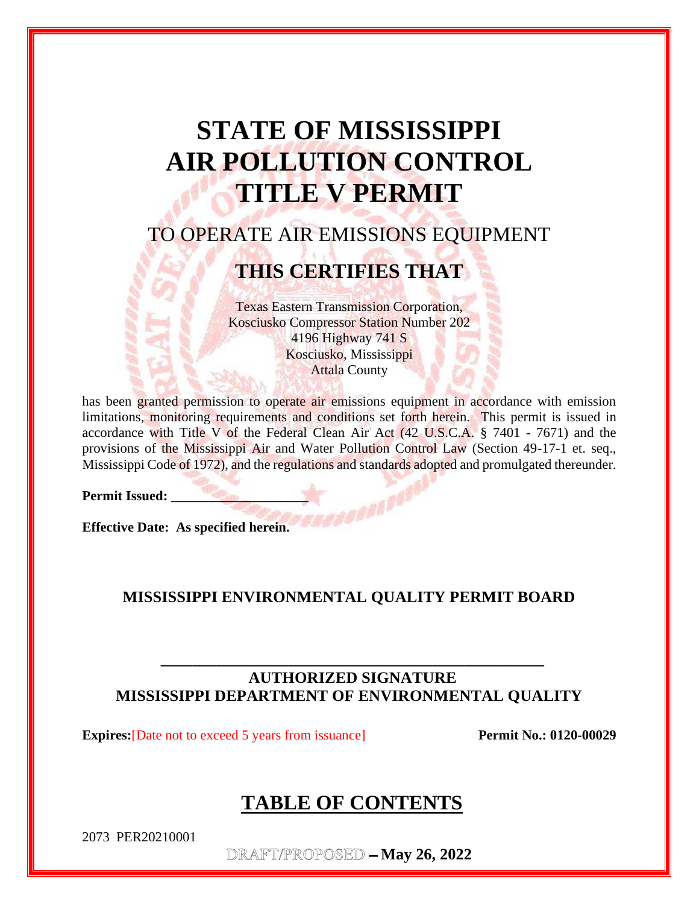# STATE OF MISSISSIPPI AIR POLLUTION CONTROL TITLE V PERMIT

## TO OPERATE AIR EMISSIONS EQUIPMENT

## THIS CERTIFIES THAT

Texas Eastern Transmission Corporation,
Kosciusko Compressor Station Number 202
4196 Highway 741 S
Kosciusko, Mississippi
Attala County

has been granted permission to operate air emissions equipment in accordance with emission limitations, monitoring requirements and conditions set forth herein. This permit is issued in accordance with Title V of the Federal Clean Air Act (42 U.S.C.A. § 7401 - 7671) and the provisions of the Mississippi Air and Water Pollution Control Law (Section 49-17-1 et. seq., Mississippi Code of 1972), and the regulations and standards adopted and promulgated thereunder.

**Permit Issued:** ____________________

**Effective Date: As specified herein.**

**MISSISSIPPI ENVIRONMENTAL QUALITY PERMIT BOARD**

___________________________________________________

**AUTHORIZED SIGNATURE**
**MISSISSIPPI DEPARTMENT OF ENVIRONMENTAL QUALITY**

**Expires:** [Date not to exceed 5 years from issuance] **Permit No.: 0120-00029**

## TABLE OF CONTENTS

2073 PER20210001

DRAFT/PROPOSED – **May 26, 2022**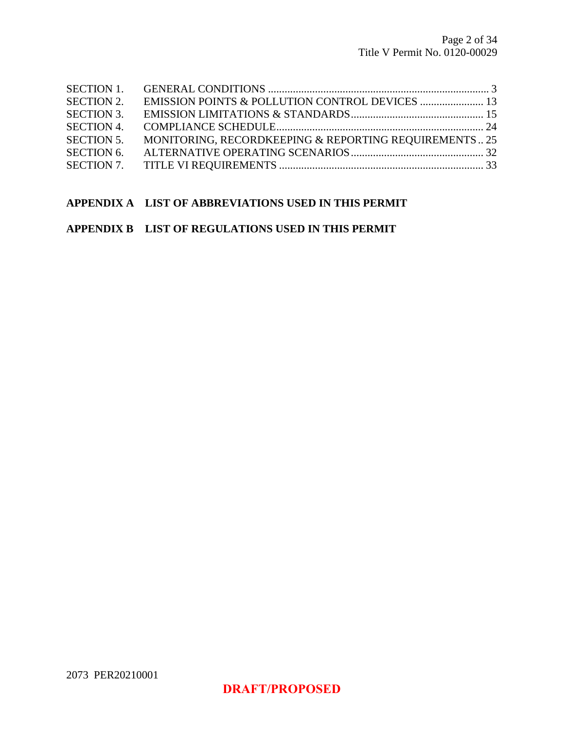| | | |
|---|---|---|
| SECTION 1. | GENERAL CONDITIONS | 3 |
| SECTION 2. | EMISSION POINTS & POLLUTION CONTROL DEVICES | 13 |
| SECTION 3. | EMISSION LIMITATIONS & STANDARDS | 15 |
| SECTION 4. | COMPLIANCE SCHEDULE | 24 |
| SECTION 5. | MONITORING, RECORDKEEPING & REPORTING REQUIREMENTS | 25 |
| SECTION 6. | ALTERNATIVE OPERATING SCENARIOS | 32 |
| SECTION 7. | TITLE VI REQUIREMENTS | 33 |

**APPENDIX A LIST OF ABBREVIATIONS USED IN THIS PERMIT**

**APPENDIX B LIST OF REGULATIONS USED IN THIS PERMIT**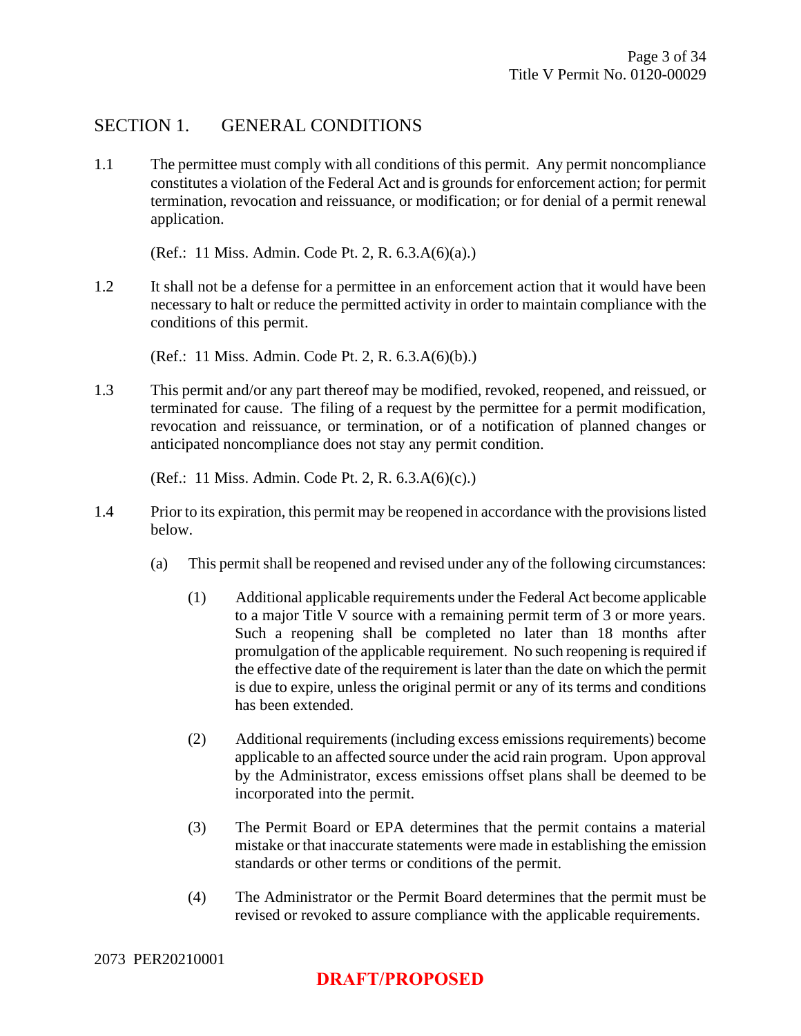## SECTION 1. GENERAL CONDITIONS

1.1 The permittee must comply with all conditions of this permit. Any permit noncompliance constitutes a violation of the Federal Act and is grounds for enforcement action; for permit termination, revocation and reissuance, or modification; or for denial of a permit renewal application.

(Ref.: 11 Miss. Admin. Code Pt. 2, R. 6.3.A(6)(a).)

1.2 It shall not be a defense for a permittee in an enforcement action that it would have been necessary to halt or reduce the permitted activity in order to maintain compliance with the conditions of this permit.

(Ref.: 11 Miss. Admin. Code Pt. 2, R. 6.3.A(6)(b).)

1.3 This permit and/or any part thereof may be modified, revoked, reopened, and reissued, or terminated for cause. The filing of a request by the permittee for a permit modification, revocation and reissuance, or termination, or of a notification of planned changes or anticipated noncompliance does not stay any permit condition.

(Ref.: 11 Miss. Admin. Code Pt. 2, R. 6.3.A(6)(c).)

1.4 Prior to its expiration, this permit may be reopened in accordance with the provisions listed below.

(a) This permit shall be reopened and revised under any of the following circumstances:

(1) Additional applicable requirements under the Federal Act become applicable to a major Title V source with a remaining permit term of 3 or more years. Such a reopening shall be completed no later than 18 months after promulgation of the applicable requirement. No such reopening is required if the effective date of the requirement is later than the date on which the permit is due to expire, unless the original permit or any of its terms and conditions has been extended.

(2) Additional requirements (including excess emissions requirements) become applicable to an affected source under the acid rain program. Upon approval by the Administrator, excess emissions offset plans shall be deemed to be incorporated into the permit.

(3) The Permit Board or EPA determines that the permit contains a material mistake or that inaccurate statements were made in establishing the emission standards or other terms or conditions of the permit.

(4) The Administrator or the Permit Board determines that the permit must be revised or revoked to assure compliance with the applicable requirements.

2073 PER20210001

**DRAFT/PROPOSED**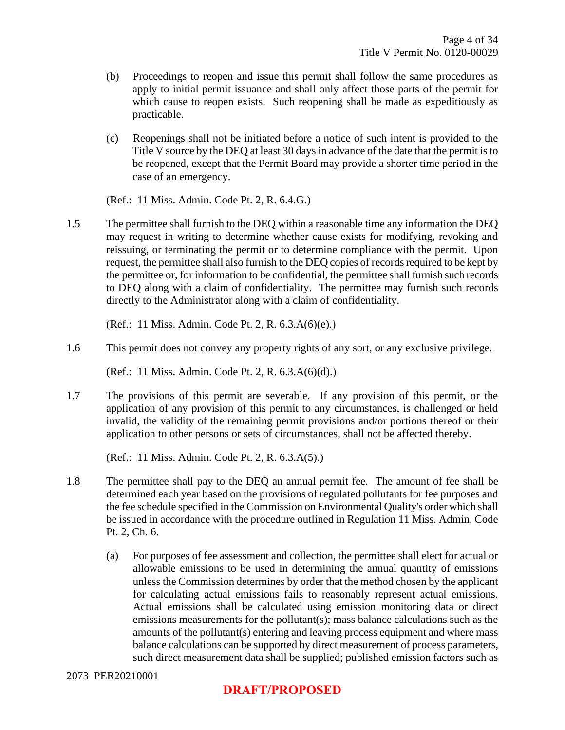(b) Proceedings to reopen and issue this permit shall follow the same procedures as apply to initial permit issuance and shall only affect those parts of the permit for which cause to reopen exists. Such reopening shall be made as expeditiously as practicable.

(c) Reopenings shall not be initiated before a notice of such intent is provided to the Title V source by the DEQ at least 30 days in advance of the date that the permit is to be reopened, except that the Permit Board may provide a shorter time period in the case of an emergency.

(Ref.: 11 Miss. Admin. Code Pt. 2, R. 6.4.G.)

1.5 The permittee shall furnish to the DEQ within a reasonable time any information the DEQ may request in writing to determine whether cause exists for modifying, revoking and reissuing, or terminating the permit or to determine compliance with the permit. Upon request, the permittee shall also furnish to the DEQ copies of records required to be kept by the permittee or, for information to be confidential, the permittee shall furnish such records to DEQ along with a claim of confidentiality. The permittee may furnish such records directly to the Administrator along with a claim of confidentiality.

(Ref.: 11 Miss. Admin. Code Pt. 2, R. 6.3.A(6)(e).)

1.6 This permit does not convey any property rights of any sort, or any exclusive privilege.

(Ref.: 11 Miss. Admin. Code Pt. 2, R. 6.3.A(6)(d).)

1.7 The provisions of this permit are severable. If any provision of this permit, or the application of any provision of this permit to any circumstances, is challenged or held invalid, the validity of the remaining permit provisions and/or portions thereof or their application to other persons or sets of circumstances, shall not be affected thereby.

(Ref.: 11 Miss. Admin. Code Pt. 2, R. 6.3.A(5).)

1.8 The permittee shall pay to the DEQ an annual permit fee. The amount of fee shall be determined each year based on the provisions of regulated pollutants for fee purposes and the fee schedule specified in the Commission on Environmental Quality's order which shall be issued in accordance with the procedure outlined in Regulation 11 Miss. Admin. Code Pt. 2, Ch. 6.

(a) For purposes of fee assessment and collection, the permittee shall elect for actual or allowable emissions to be used in determining the annual quantity of emissions unless the Commission determines by order that the method chosen by the applicant for calculating actual emissions fails to reasonably represent actual emissions. Actual emissions shall be calculated using emission monitoring data or direct emissions measurements for the pollutant(s); mass balance calculations such as the amounts of the pollutant(s) entering and leaving process equipment and where mass balance calculations can be supported by direct measurement of process parameters, such direct measurement data shall be supplied; published emission factors such as

2073 PER20210001

**DRAFT/PROPOSED**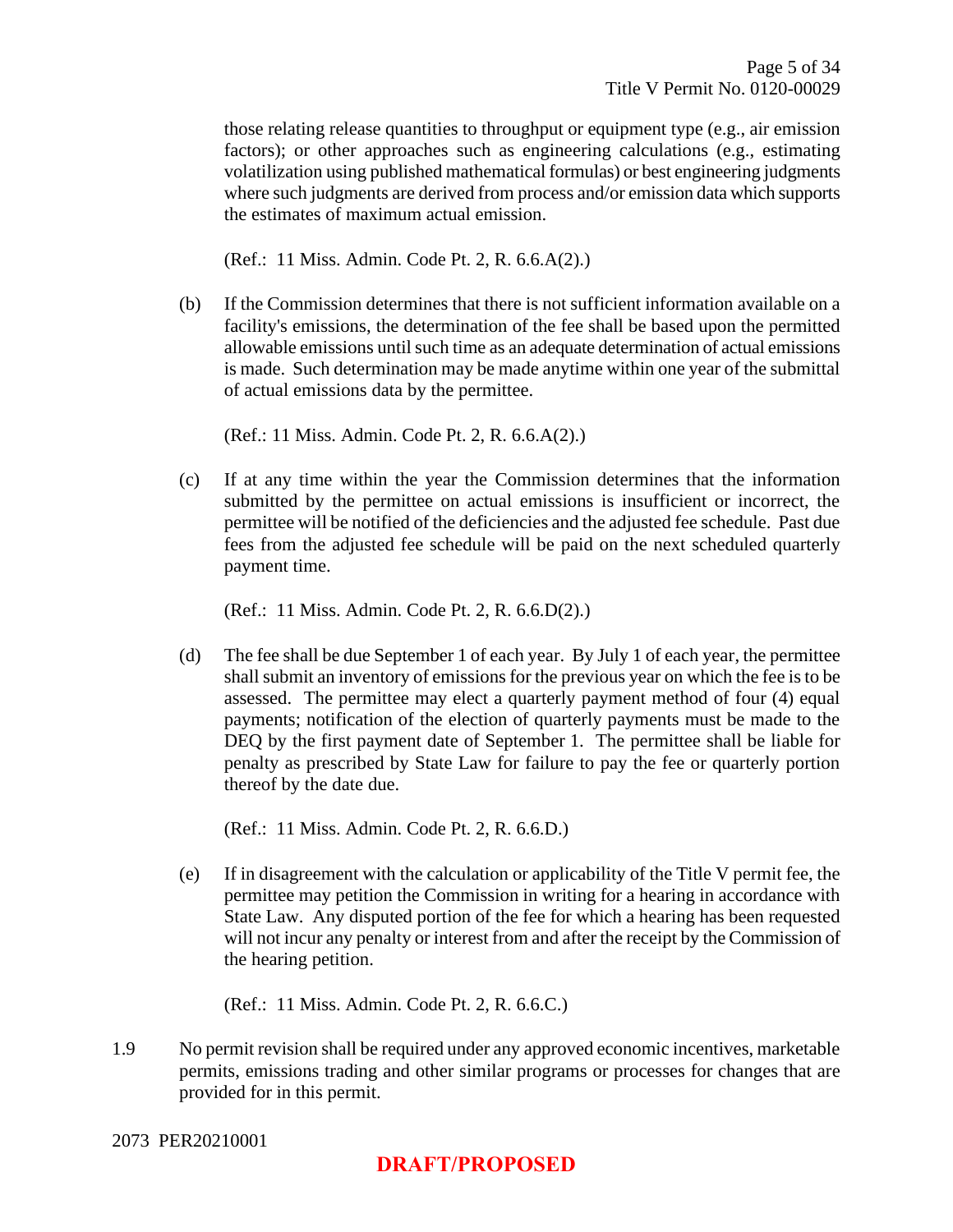those relating release quantities to throughput or equipment type (e.g., air emission factors); or other approaches such as engineering calculations (e.g., estimating volatilization using published mathematical formulas) or best engineering judgments where such judgments are derived from process and/or emission data which supports the estimates of maximum actual emission.

(Ref.: 11 Miss. Admin. Code Pt. 2, R. 6.6.A(2).)

(b) If the Commission determines that there is not sufficient information available on a facility's emissions, the determination of the fee shall be based upon the permitted allowable emissions until such time as an adequate determination of actual emissions is made. Such determination may be made anytime within one year of the submittal of actual emissions data by the permittee.

(Ref.: 11 Miss. Admin. Code Pt. 2, R. 6.6.A(2).)

(c) If at any time within the year the Commission determines that the information submitted by the permittee on actual emissions is insufficient or incorrect, the permittee will be notified of the deficiencies and the adjusted fee schedule. Past due fees from the adjusted fee schedule will be paid on the next scheduled quarterly payment time.

(Ref.: 11 Miss. Admin. Code Pt. 2, R. 6.6.D(2).)

(d) The fee shall be due September 1 of each year. By July 1 of each year, the permittee shall submit an inventory of emissions for the previous year on which the fee is to be assessed. The permittee may elect a quarterly payment method of four (4) equal payments; notification of the election of quarterly payments must be made to the DEQ by the first payment date of September 1. The permittee shall be liable for penalty as prescribed by State Law for failure to pay the fee or quarterly portion thereof by the date due.

(Ref.: 11 Miss. Admin. Code Pt. 2, R. 6.6.D.)

(e) If in disagreement with the calculation or applicability of the Title V permit fee, the permittee may petition the Commission in writing for a hearing in accordance with State Law. Any disputed portion of the fee for which a hearing has been requested will not incur any penalty or interest from and after the receipt by the Commission of the hearing petition.

(Ref.: 11 Miss. Admin. Code Pt. 2, R. 6.6.C.)

1.9 No permit revision shall be required under any approved economic incentives, marketable permits, emissions trading and other similar programs or processes for changes that are provided for in this permit.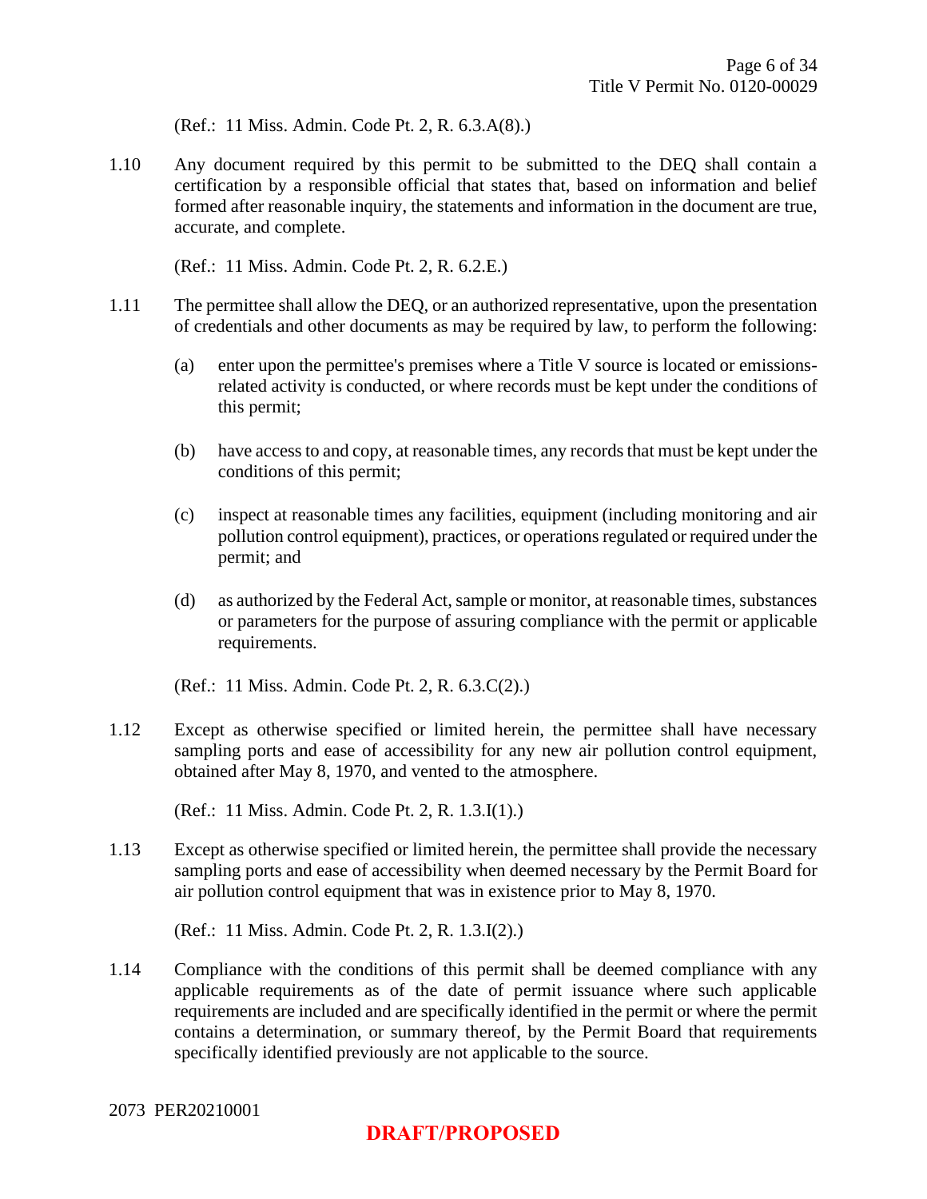(Ref.: 11 Miss. Admin. Code Pt. 2, R. 6.3.A(8).)

1.10 Any document required by this permit to be submitted to the DEQ shall contain a certification by a responsible official that states that, based on information and belief formed after reasonable inquiry, the statements and information in the document are true, accurate, and complete.

(Ref.: 11 Miss. Admin. Code Pt. 2, R. 6.2.E.)

1.11 The permittee shall allow the DEQ, or an authorized representative, upon the presentation of credentials and other documents as may be required by law, to perform the following:

(a) enter upon the permittee's premises where a Title V source is located or emissions-related activity is conducted, or where records must be kept under the conditions of this permit;

(b) have access to and copy, at reasonable times, any records that must be kept under the conditions of this permit;

(c) inspect at reasonable times any facilities, equipment (including monitoring and air pollution control equipment), practices, or operations regulated or required under the permit; and

(d) as authorized by the Federal Act, sample or monitor, at reasonable times, substances or parameters for the purpose of assuring compliance with the permit or applicable requirements.

(Ref.: 11 Miss. Admin. Code Pt. 2, R. 6.3.C(2).)

1.12 Except as otherwise specified or limited herein, the permittee shall have necessary sampling ports and ease of accessibility for any new air pollution control equipment, obtained after May 8, 1970, and vented to the atmosphere.

(Ref.: 11 Miss. Admin. Code Pt. 2, R. 1.3.I(1).)

1.13 Except as otherwise specified or limited herein, the permittee shall provide the necessary sampling ports and ease of accessibility when deemed necessary by the Permit Board for air pollution control equipment that was in existence prior to May 8, 1970.

(Ref.: 11 Miss. Admin. Code Pt. 2, R. 1.3.I(2).)

1.14 Compliance with the conditions of this permit shall be deemed compliance with any applicable requirements as of the date of permit issuance where such applicable requirements are included and are specifically identified in the permit or where the permit contains a determination, or summary thereof, by the Permit Board that requirements specifically identified previously are not applicable to the source.

2073 PER20210001

**DRAFT/PROPOSED**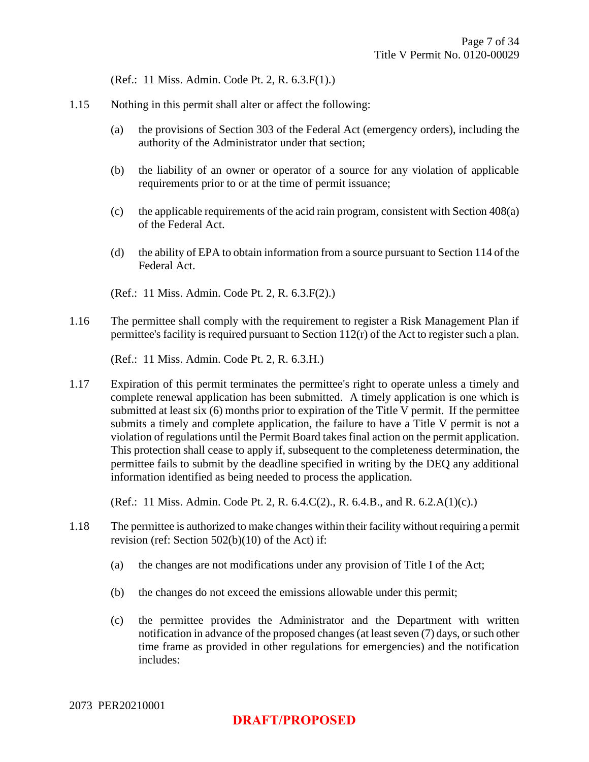(Ref.: 11 Miss. Admin. Code Pt. 2, R. 6.3.F(1).)

1.15 Nothing in this permit shall alter or affect the following:

(a) the provisions of Section 303 of the Federal Act (emergency orders), including the authority of the Administrator under that section;

(b) the liability of an owner or operator of a source for any violation of applicable requirements prior to or at the time of permit issuance;

(c) the applicable requirements of the acid rain program, consistent with Section 408(a) of the Federal Act.

(d) the ability of EPA to obtain information from a source pursuant to Section 114 of the Federal Act.

(Ref.: 11 Miss. Admin. Code Pt. 2, R. 6.3.F(2).)

1.16 The permittee shall comply with the requirement to register a Risk Management Plan if permittee's facility is required pursuant to Section 112(r) of the Act to register such a plan.

(Ref.: 11 Miss. Admin. Code Pt. 2, R. 6.3.H.)

1.17 Expiration of this permit terminates the permittee's right to operate unless a timely and complete renewal application has been submitted. A timely application is one which is submitted at least six (6) months prior to expiration of the Title V permit. If the permittee submits a timely and complete application, the failure to have a Title V permit is not a violation of regulations until the Permit Board takes final action on the permit application. This protection shall cease to apply if, subsequent to the completeness determination, the permittee fails to submit by the deadline specified in writing by the DEQ any additional information identified as being needed to process the application.

(Ref.: 11 Miss. Admin. Code Pt. 2, R. 6.4.C(2)., R. 6.4.B., and R. 6.2.A(1)(c).)

1.18 The permittee is authorized to make changes within their facility without requiring a permit revision (ref: Section 502(b)(10) of the Act) if:

(a) the changes are not modifications under any provision of Title I of the Act;

(b) the changes do not exceed the emissions allowable under this permit;

(c) the permittee provides the Administrator and the Department with written notification in advance of the proposed changes (at least seven (7) days, or such other time frame as provided in other regulations for emergencies) and the notification includes:

2073 PER20210001

**DRAFT/PROPOSED**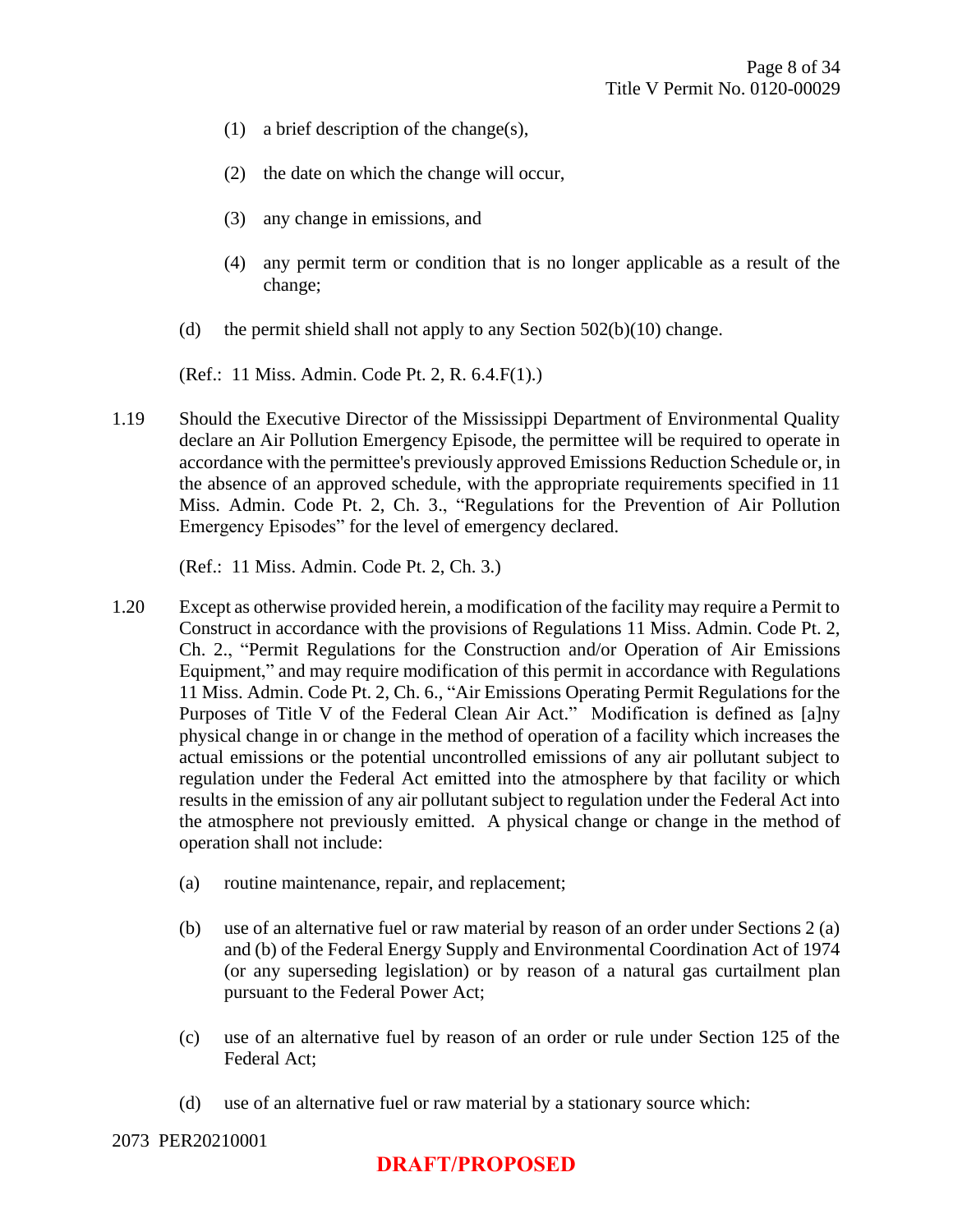(1) a brief description of the change(s),

(2) the date on which the change will occur,

(3) any change in emissions, and

(4) any permit term or condition that is no longer applicable as a result of the change;

(d) the permit shield shall not apply to any Section 502(b)(10) change.

(Ref.: 11 Miss. Admin. Code Pt. 2, R. 6.4.F(1).)

1.19 Should the Executive Director of the Mississippi Department of Environmental Quality declare an Air Pollution Emergency Episode, the permittee will be required to operate in accordance with the permittee's previously approved Emissions Reduction Schedule or, in the absence of an approved schedule, with the appropriate requirements specified in 11 Miss. Admin. Code Pt. 2, Ch. 3., "Regulations for the Prevention of Air Pollution Emergency Episodes" for the level of emergency declared.

(Ref.: 11 Miss. Admin. Code Pt. 2, Ch. 3.)

1.20 Except as otherwise provided herein, a modification of the facility may require a Permit to Construct in accordance with the provisions of Regulations 11 Miss. Admin. Code Pt. 2, Ch. 2., "Permit Regulations for the Construction and/or Operation of Air Emissions Equipment," and may require modification of this permit in accordance with Regulations 11 Miss. Admin. Code Pt. 2, Ch. 6., "Air Emissions Operating Permit Regulations for the Purposes of Title V of the Federal Clean Air Act." Modification is defined as [a]ny physical change in or change in the method of operation of a facility which increases the actual emissions or the potential uncontrolled emissions of any air pollutant subject to regulation under the Federal Act emitted into the atmosphere by that facility or which results in the emission of any air pollutant subject to regulation under the Federal Act into the atmosphere not previously emitted. A physical change or change in the method of operation shall not include:

(a) routine maintenance, repair, and replacement;

(b) use of an alternative fuel or raw material by reason of an order under Sections 2 (a) and (b) of the Federal Energy Supply and Environmental Coordination Act of 1974 (or any superseding legislation) or by reason of a natural gas curtailment plan pursuant to the Federal Power Act;

(c) use of an alternative fuel by reason of an order or rule under Section 125 of the Federal Act;

(d) use of an alternative fuel or raw material by a stationary source which:

2073 PER20210001

**DRAFT/PROPOSED**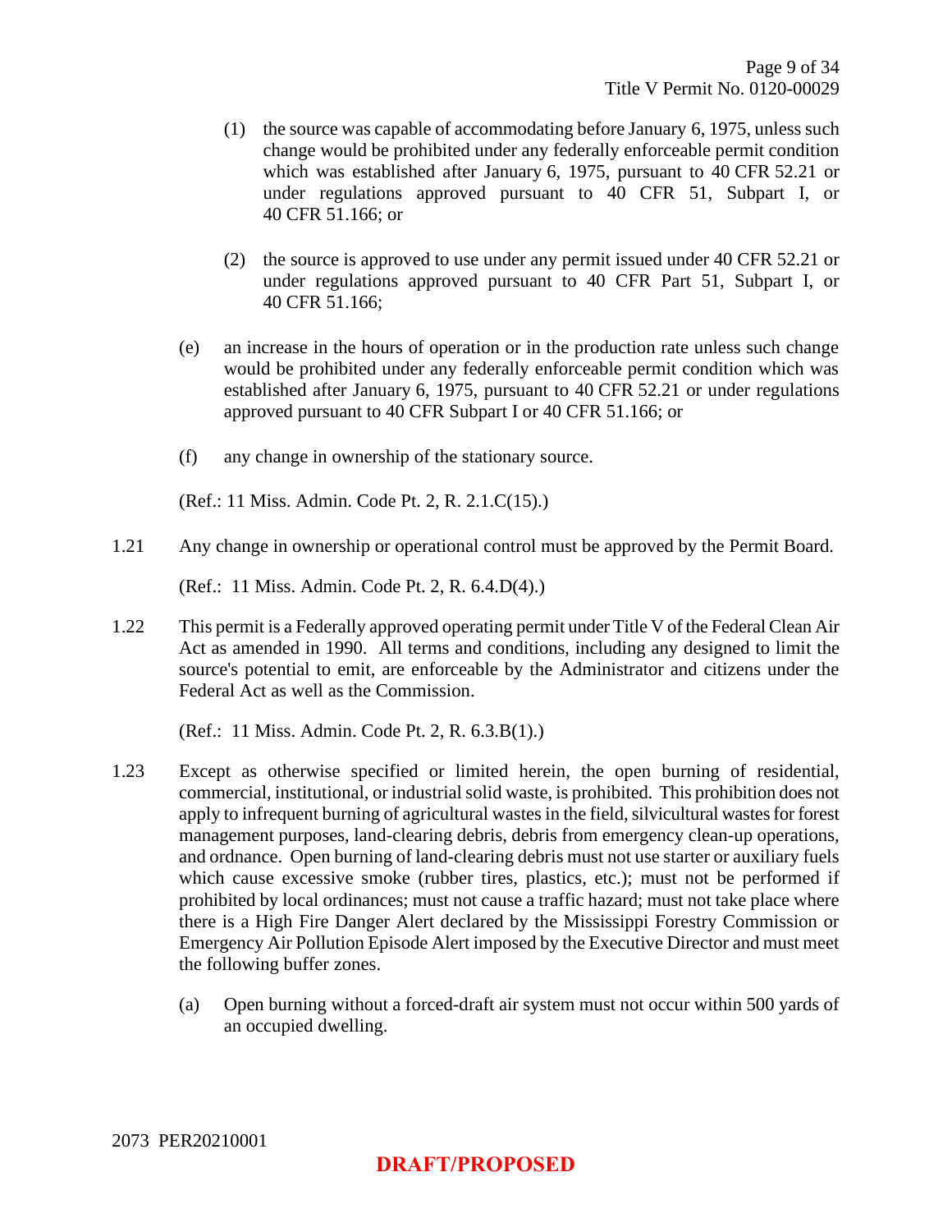(1) the source was capable of accommodating before January 6, 1975, unless such change would be prohibited under any federally enforceable permit condition which was established after January 6, 1975, pursuant to 40 CFR 52.21 or under regulations approved pursuant to 40 CFR 51, Subpart I, or 40 CFR 51.166; or

(2) the source is approved to use under any permit issued under 40 CFR 52.21 or under regulations approved pursuant to 40 CFR Part 51, Subpart I, or 40 CFR 51.166;

(e) an increase in the hours of operation or in the production rate unless such change would be prohibited under any federally enforceable permit condition which was established after January 6, 1975, pursuant to 40 CFR 52.21 or under regulations approved pursuant to 40 CFR Subpart I or 40 CFR 51.166; or

(f) any change in ownership of the stationary source.

(Ref.: 11 Miss. Admin. Code Pt. 2, R. 2.1.C(15).)

1.21 Any change in ownership or operational control must be approved by the Permit Board.

(Ref.: 11 Miss. Admin. Code Pt. 2, R. 6.4.D(4).)

1.22 This permit is a Federally approved operating permit under Title V of the Federal Clean Air Act as amended in 1990. All terms and conditions, including any designed to limit the source's potential to emit, are enforceable by the Administrator and citizens under the Federal Act as well as the Commission.

(Ref.: 11 Miss. Admin. Code Pt. 2, R. 6.3.B(1).)

1.23 Except as otherwise specified or limited herein, the open burning of residential, commercial, institutional, or industrial solid waste, is prohibited. This prohibition does not apply to infrequent burning of agricultural wastes in the field, silvicultural wastes for forest management purposes, land-clearing debris, debris from emergency clean-up operations, and ordnance. Open burning of land-clearing debris must not use starter or auxiliary fuels which cause excessive smoke (rubber tires, plastics, etc.); must not be performed if prohibited by local ordinances; must not cause a traffic hazard; must not take place where there is a High Fire Danger Alert declared by the Mississippi Forestry Commission or Emergency Air Pollution Episode Alert imposed by the Executive Director and must meet the following buffer zones.

(a) Open burning without a forced-draft air system must not occur within 500 yards of an occupied dwelling.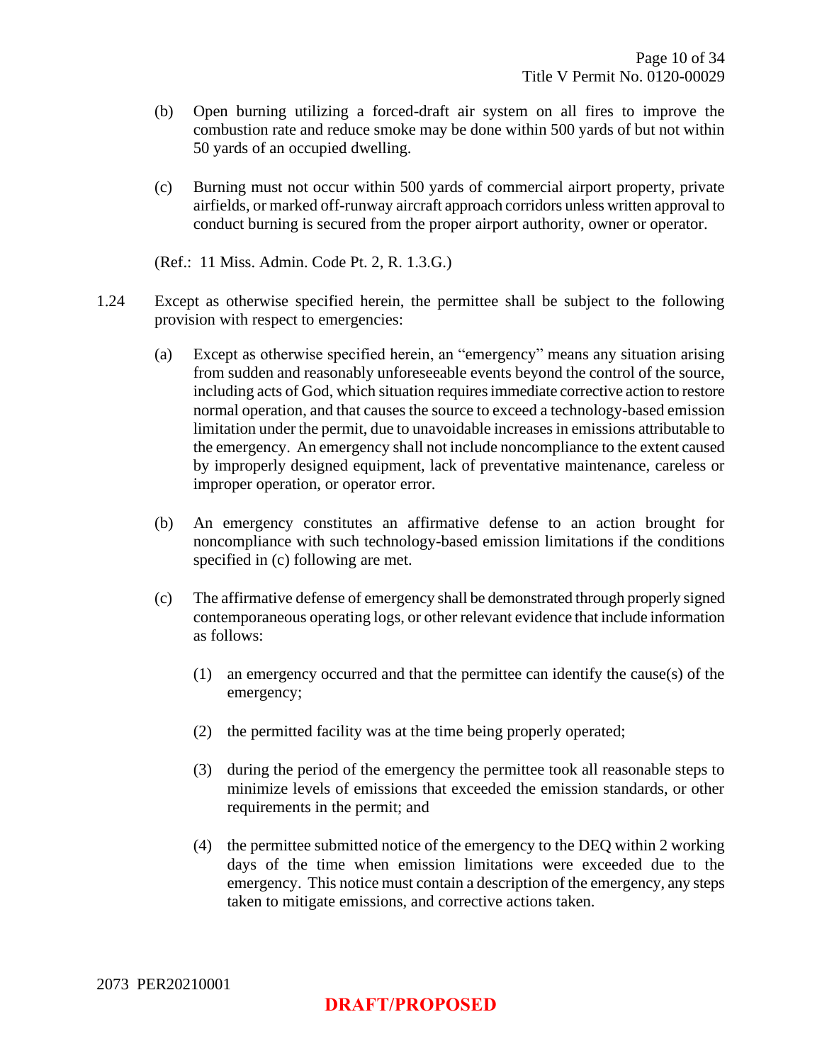(b) Open burning utilizing a forced-draft air system on all fires to improve the combustion rate and reduce smoke may be done within 500 yards of but not within 50 yards of an occupied dwelling.

(c) Burning must not occur within 500 yards of commercial airport property, private airfields, or marked off-runway aircraft approach corridors unless written approval to conduct burning is secured from the proper airport authority, owner or operator.

(Ref.: 11 Miss. Admin. Code Pt. 2, R. 1.3.G.)

1.24 Except as otherwise specified herein, the permittee shall be subject to the following provision with respect to emergencies:

(a) Except as otherwise specified herein, an "emergency" means any situation arising from sudden and reasonably unforeseeable events beyond the control of the source, including acts of God, which situation requires immediate corrective action to restore normal operation, and that causes the source to exceed a technology-based emission limitation under the permit, due to unavoidable increases in emissions attributable to the emergency. An emergency shall not include noncompliance to the extent caused by improperly designed equipment, lack of preventative maintenance, careless or improper operation, or operator error.

(b) An emergency constitutes an affirmative defense to an action brought for noncompliance with such technology-based emission limitations if the conditions specified in (c) following are met.

(c) The affirmative defense of emergency shall be demonstrated through properly signed contemporaneous operating logs, or other relevant evidence that include information as follows:

(1) an emergency occurred and that the permittee can identify the cause(s) of the emergency;

(2) the permitted facility was at the time being properly operated;

(3) during the period of the emergency the permittee took all reasonable steps to minimize levels of emissions that exceeded the emission standards, or other requirements in the permit; and

(4) the permittee submitted notice of the emergency to the DEQ within 2 working days of the time when emission limitations were exceeded due to the emergency. This notice must contain a description of the emergency, any steps taken to mitigate emissions, and corrective actions taken.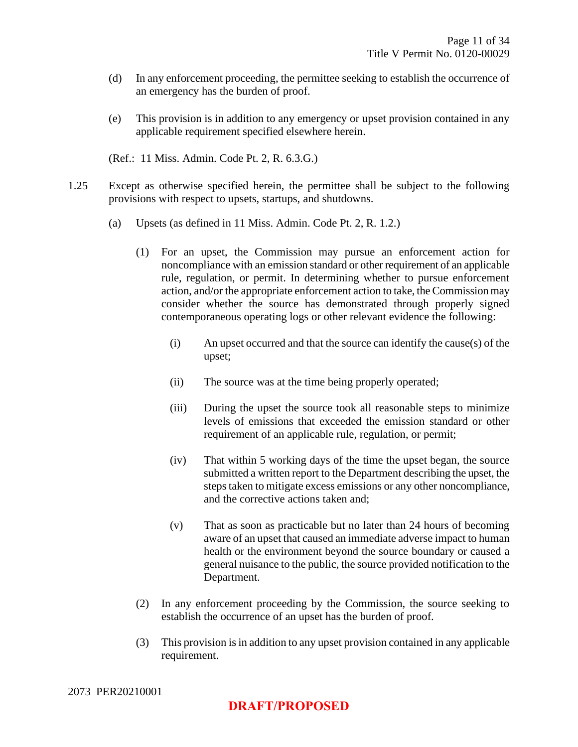(d) In any enforcement proceeding, the permittee seeking to establish the occurrence of an emergency has the burden of proof.

(e) This provision is in addition to any emergency or upset provision contained in any applicable requirement specified elsewhere herein.

(Ref.: 11 Miss. Admin. Code Pt. 2, R. 6.3.G.)

1.25 Except as otherwise specified herein, the permittee shall be subject to the following provisions with respect to upsets, startups, and shutdowns.

(a) Upsets (as defined in 11 Miss. Admin. Code Pt. 2, R. 1.2.)

(1) For an upset, the Commission may pursue an enforcement action for noncompliance with an emission standard or other requirement of an applicable rule, regulation, or permit. In determining whether to pursue enforcement action, and/or the appropriate enforcement action to take, the Commission may consider whether the source has demonstrated through properly signed contemporaneous operating logs or other relevant evidence the following:

(i) An upset occurred and that the source can identify the cause(s) of the upset;

(ii) The source was at the time being properly operated;

(iii) During the upset the source took all reasonable steps to minimize levels of emissions that exceeded the emission standard or other requirement of an applicable rule, regulation, or permit;

(iv) That within 5 working days of the time the upset began, the source submitted a written report to the Department describing the upset, the steps taken to mitigate excess emissions or any other noncompliance, and the corrective actions taken and;

(v) That as soon as practicable but no later than 24 hours of becoming aware of an upset that caused an immediate adverse impact to human health or the environment beyond the source boundary or caused a general nuisance to the public, the source provided notification to the Department.

(2) In any enforcement proceeding by the Commission, the source seeking to establish the occurrence of an upset has the burden of proof.

(3) This provision is in addition to any upset provision contained in any applicable requirement.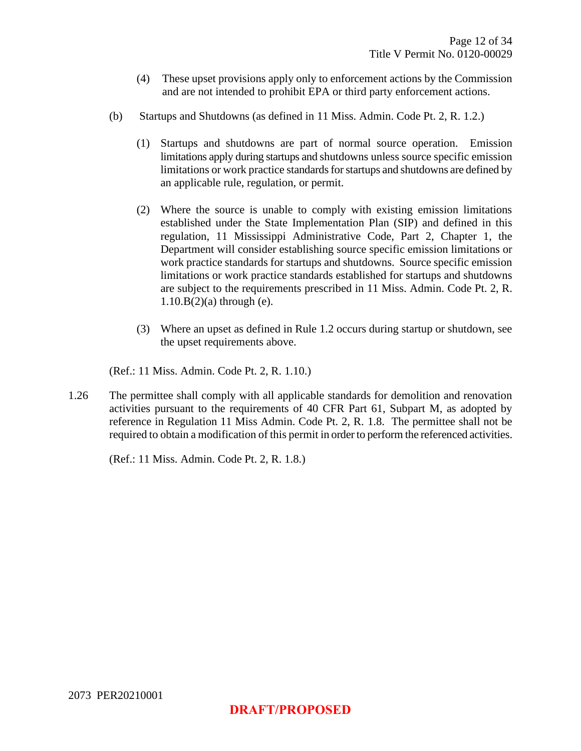(4) These upset provisions apply only to enforcement actions by the Commission and are not intended to prohibit EPA or third party enforcement actions.

(b) Startups and Shutdowns (as defined in 11 Miss. Admin. Code Pt. 2, R. 1.2.)

(1) Startups and shutdowns are part of normal source operation. Emission limitations apply during startups and shutdowns unless source specific emission limitations or work practice standards for startups and shutdowns are defined by an applicable rule, regulation, or permit.

(2) Where the source is unable to comply with existing emission limitations established under the State Implementation Plan (SIP) and defined in this regulation, 11 Mississippi Administrative Code, Part 2, Chapter 1, the Department will consider establishing source specific emission limitations or work practice standards for startups and shutdowns. Source specific emission limitations or work practice standards established for startups and shutdowns are subject to the requirements prescribed in 11 Miss. Admin. Code Pt. 2, R. 1.10.B(2)(a) through (e).

(3) Where an upset as defined in Rule 1.2 occurs during startup or shutdown, see the upset requirements above.

(Ref.: 11 Miss. Admin. Code Pt. 2, R. 1.10.)

1.26 The permittee shall comply with all applicable standards for demolition and renovation activities pursuant to the requirements of 40 CFR Part 61, Subpart M, as adopted by reference in Regulation 11 Miss Admin. Code Pt. 2, R. 1.8. The permittee shall not be required to obtain a modification of this permit in order to perform the referenced activities.

(Ref.: 11 Miss. Admin. Code Pt. 2, R. 1.8.)

2073 PER20210001

**DRAFT/PROPOSED**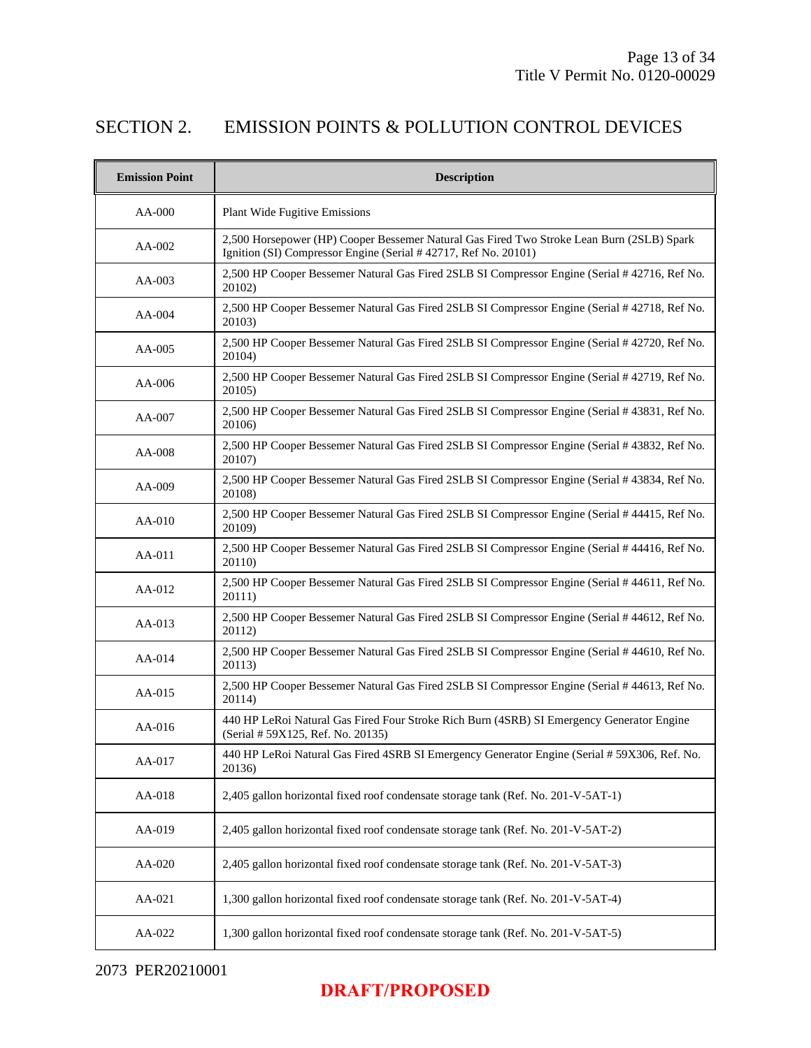# SECTION 2. EMISSION POINTS & POLLUTION CONTROL DEVICES

| Emission Point | Description |
|---|---|
| AA-000 | Plant Wide Fugitive Emissions |
| AA-002 | 2,500 Horsepower (HP) Cooper Bessemer Natural Gas Fired Two Stroke Lean Burn (2SLB) Spark Ignition (SI) Compressor Engine (Serial # 42717, Ref No. 20101) |
| AA-003 | 2,500 HP Cooper Bessemer Natural Gas Fired 2SLB SI Compressor Engine (Serial # 42716, Ref No. 20102) |
| AA-004 | 2,500 HP Cooper Bessemer Natural Gas Fired 2SLB SI Compressor Engine (Serial # 42718, Ref No. 20103) |
| AA-005 | 2,500 HP Cooper Bessemer Natural Gas Fired 2SLB SI Compressor Engine (Serial # 42720, Ref No. 20104) |
| AA-006 | 2,500 HP Cooper Bessemer Natural Gas Fired 2SLB SI Compressor Engine (Serial # 42719, Ref No. 20105) |
| AA-007 | 2,500 HP Cooper Bessemer Natural Gas Fired 2SLB SI Compressor Engine (Serial # 43831, Ref No. 20106) |
| AA-008 | 2,500 HP Cooper Bessemer Natural Gas Fired 2SLB SI Compressor Engine (Serial # 43832, Ref No. 20107) |
| AA-009 | 2,500 HP Cooper Bessemer Natural Gas Fired 2SLB SI Compressor Engine (Serial # 43834, Ref No. 20108) |
| AA-010 | 2,500 HP Cooper Bessemer Natural Gas Fired 2SLB SI Compressor Engine (Serial # 44415, Ref No. 20109) |
| AA-011 | 2,500 HP Cooper Bessemer Natural Gas Fired 2SLB SI Compressor Engine (Serial # 44416, Ref No. 20110) |
| AA-012 | 2,500 HP Cooper Bessemer Natural Gas Fired 2SLB SI Compressor Engine (Serial # 44611, Ref No. 20111) |
| AA-013 | 2,500 HP Cooper Bessemer Natural Gas Fired 2SLB SI Compressor Engine (Serial # 44612, Ref No. 20112) |
| AA-014 | 2,500 HP Cooper Bessemer Natural Gas Fired 2SLB SI Compressor Engine (Serial # 44610, Ref No. 20113) |
| AA-015 | 2,500 HP Cooper Bessemer Natural Gas Fired 2SLB SI Compressor Engine (Serial # 44613, Ref No. 20114) |
| AA-016 | 440 HP LeRoi Natural Gas Fired Four Stroke Rich Burn (4SRB) SI Emergency Generator Engine (Serial # 59X125, Ref. No. 20135) |
| AA-017 | 440 HP LeRoi Natural Gas Fired 4SRB SI Emergency Generator Engine (Serial # 59X306, Ref. No. 20136) |
| AA-018 | 2,405 gallon horizontal fixed roof condensate storage tank (Ref. No. 201-V-5AT-1) |
| AA-019 | 2,405 gallon horizontal fixed roof condensate storage tank (Ref. No. 201-V-5AT-2) |
| AA-020 | 2,405 gallon horizontal fixed roof condensate storage tank (Ref. No. 201-V-5AT-3) |
| AA-021 | 1,300 gallon horizontal fixed roof condensate storage tank (Ref. No. 201-V-5AT-4) |
| AA-022 | 1,300 gallon horizontal fixed roof condensate storage tank (Ref. No. 201-V-5AT-5) |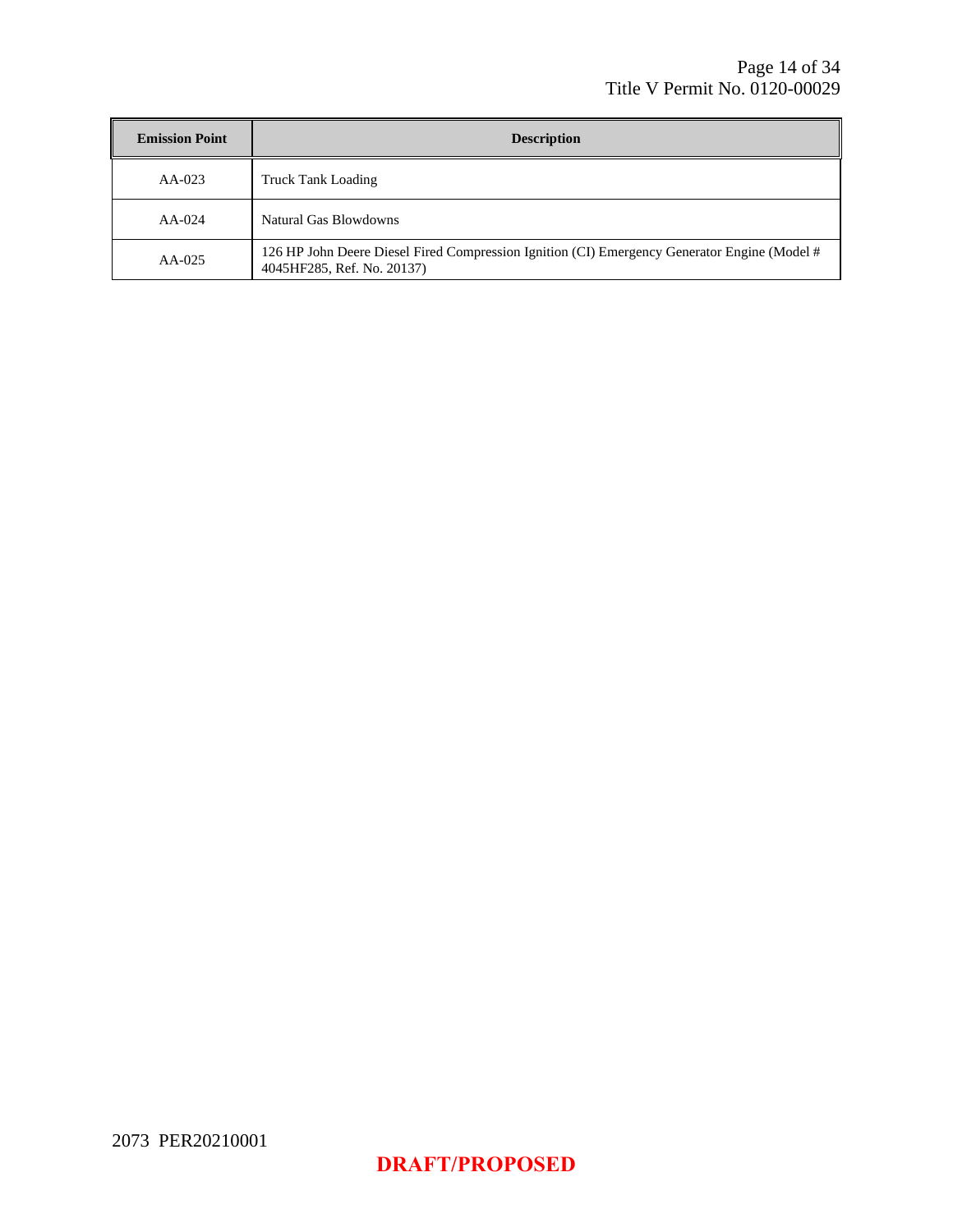| Emission Point | Description |
|---|---|
| AA-023 | Truck Tank Loading |
| AA-024 | Natural Gas Blowdowns |
| AA-025 | 126 HP John Deere Diesel Fired Compression Ignition (CI) Emergency Generator Engine (Model # 4045HF285, Ref. No. 20137) |

2073 PER20210001

**DRAFT/PROPOSED**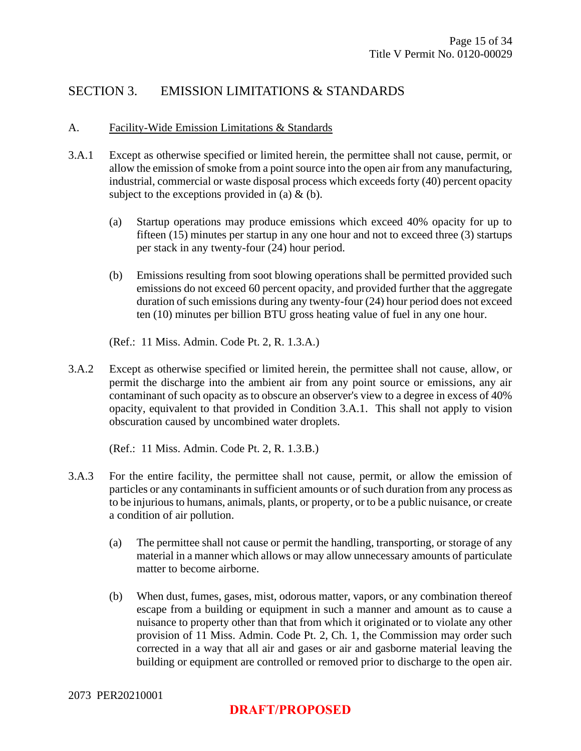## SECTION 3. EMISSION LIMITATIONS & STANDARDS

### A. Facility-Wide Emission Limitations & Standards

3.A.1 Except as otherwise specified or limited herein, the permittee shall not cause, permit, or allow the emission of smoke from a point source into the open air from any manufacturing, industrial, commercial or waste disposal process which exceeds forty (40) percent opacity subject to the exceptions provided in (a) & (b).

(a) Startup operations may produce emissions which exceed 40% opacity for up to fifteen (15) minutes per startup in any one hour and not to exceed three (3) startups per stack in any twenty-four (24) hour period.

(b) Emissions resulting from soot blowing operations shall be permitted provided such emissions do not exceed 60 percent opacity, and provided further that the aggregate duration of such emissions during any twenty-four (24) hour period does not exceed ten (10) minutes per billion BTU gross heating value of fuel in any one hour.

(Ref.: 11 Miss. Admin. Code Pt. 2, R. 1.3.A.)

3.A.2 Except as otherwise specified or limited herein, the permittee shall not cause, allow, or permit the discharge into the ambient air from any point source or emissions, any air contaminant of such opacity as to obscure an observer's view to a degree in excess of 40% opacity, equivalent to that provided in Condition 3.A.1. This shall not apply to vision obscuration caused by uncombined water droplets.

(Ref.: 11 Miss. Admin. Code Pt. 2, R. 1.3.B.)

3.A.3 For the entire facility, the permittee shall not cause, permit, or allow the emission of particles or any contaminants in sufficient amounts or of such duration from any process as to be injurious to humans, animals, plants, or property, or to be a public nuisance, or create a condition of air pollution.

(a) The permittee shall not cause or permit the handling, transporting, or storage of any material in a manner which allows or may allow unnecessary amounts of particulate matter to become airborne.

(b) When dust, fumes, gases, mist, odorous matter, vapors, or any combination thereof escape from a building or equipment in such a manner and amount as to cause a nuisance to property other than that from which it originated or to violate any other provision of 11 Miss. Admin. Code Pt. 2, Ch. 1, the Commission may order such corrected in a way that all air and gases or air and gasborne material leaving the building or equipment are controlled or removed prior to discharge to the open air.

2073 PER20210001

**DRAFT/PROPOSED**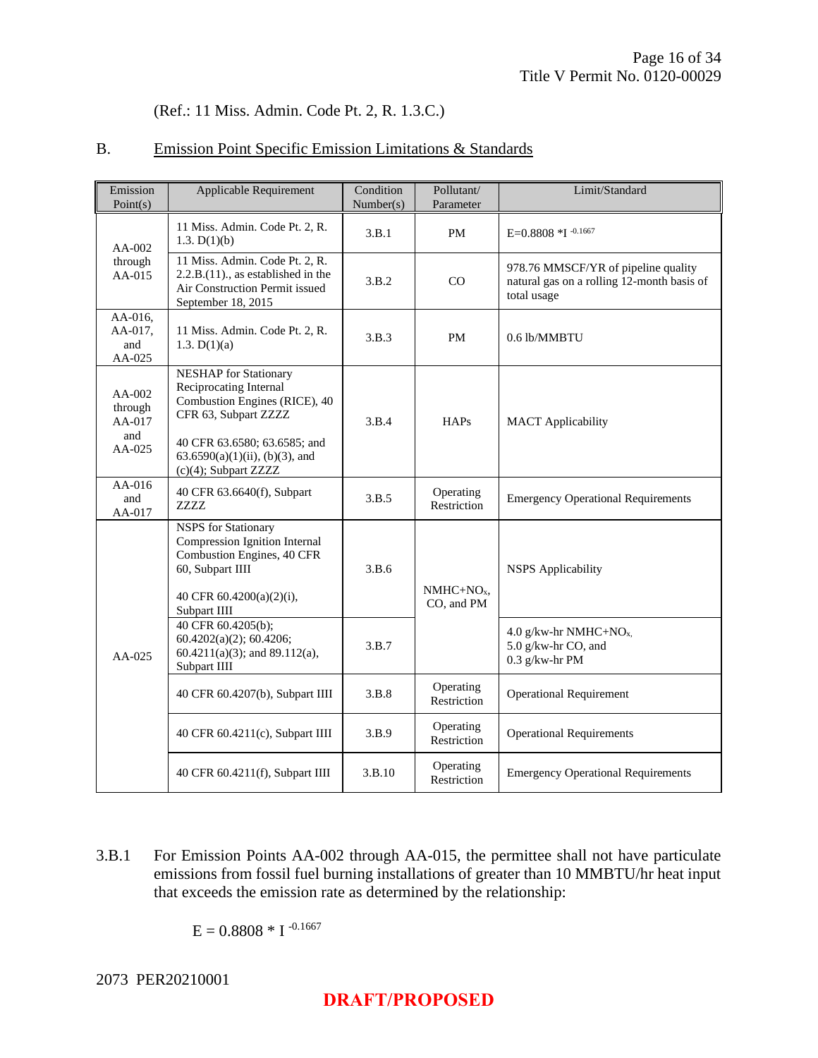(Ref.: 11 Miss. Admin. Code Pt. 2, R. 1.3.C.)

## B. Emission Point Specific Emission Limitations & Standards

| Emission Point(s) | Applicable Requirement | Condition Number(s) | Pollutant/ Parameter | Limit/Standard |
|---|---|---|---|---|
| AA-002 through AA-015 | 11 Miss. Admin. Code Pt. 2, R. 1.3. D(1)(b) | 3.B.1 | PM | $E=0.8808 * I^{-0.1667}$ |
| | 11 Miss. Admin. Code Pt. 2, R. 2.2.B.(11)., as established in the Air Construction Permit issued September 18, 2015 | 3.B.2 | CO | 978.76 MMSCF/YR of pipeline quality natural gas on a rolling 12-month basis of total usage |
| AA-016, AA-017, and AA-025 | 11 Miss. Admin. Code Pt. 2, R. 1.3. D(1)(a) | 3.B.3 | PM | 0.6 lb/MMBTU |
| AA-002 through AA-017 and AA-025 | NESHAP for Stationary Reciprocating Internal Combustion Engines (RICE), 40 CFR 63, Subpart ZZZZ<br><br>40 CFR 63.6580; 63.6585; and 63.6590(a)(1)(ii), (b)(3), and (c)(4); Subpart ZZZZ | 3.B.4 | HAPs | MACT Applicability |
| AA-016 and AA-017 | 40 CFR 63.6640(f), Subpart ZZZZ | 3.B.5 | Operating Restriction | Emergency Operational Requirements |
| AA-025 | NSPS for Stationary Compression Ignition Internal Combustion Engines, 40 CFR 60, Subpart IIII<br><br>40 CFR 60.4200(a)(2)(i), Subpart IIII | 3.B.6 | $NMHC+NO_x$, CO, and PM | NSPS Applicability |
| | 40 CFR 60.4205(b); 60.4202(a)(2); 60.4206; 60.4211(a)(3); and 89.112(a), Subpart IIII | 3.B.7 | | 4.0 g/kw-hr $NMHC+NO_x$, 5.0 g/kw-hr CO, and 0.3 g/kw-hr PM |
| | 40 CFR 60.4207(b), Subpart IIII | 3.B.8 | Operating Restriction | Operational Requirement |
| | 40 CFR 60.4211(c), Subpart IIII | 3.B.9 | Operating Restriction | Operational Requirements |
| | 40 CFR 60.4211(f), Subpart IIII | 3.B.10 | Operating Restriction | Emergency Operational Requirements |

3.B.1 For Emission Points AA-002 through AA-015, the permittee shall not have particulate emissions from fossil fuel burning installations of greater than 10 MMBTU/hr heat input that exceeds the emission rate as determined by the relationship:

$$E = 0.8808 * I^{-0.1667}$$

2073 PER20210001

DRAFT/PROPOSED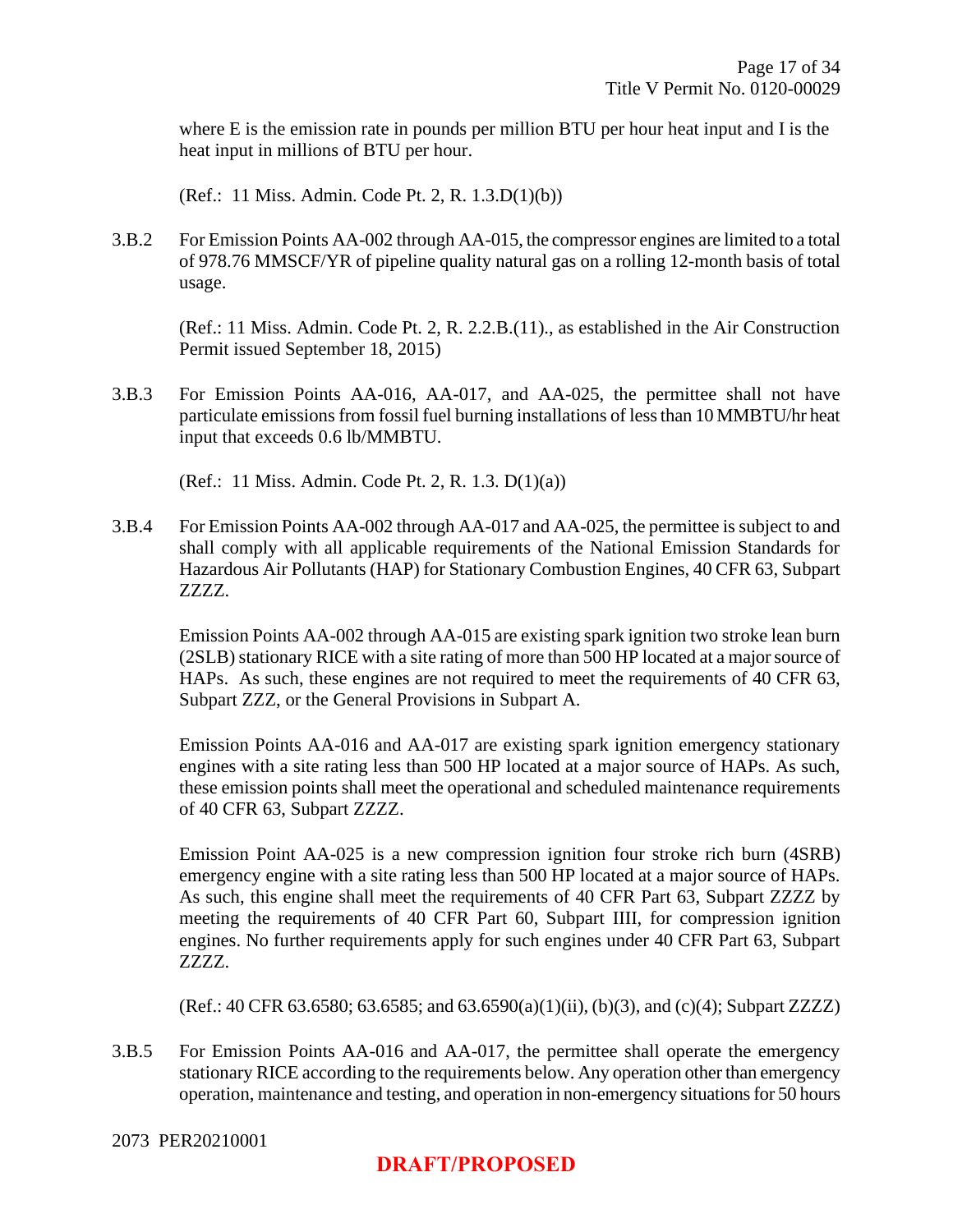where E is the emission rate in pounds per million BTU per hour heat input and I is the heat input in millions of BTU per hour.

(Ref.: 11 Miss. Admin. Code Pt. 2, R. 1.3.D(1)(b))

3.B.2 For Emission Points AA-002 through AA-015, the compressor engines are limited to a total of 978.76 MMSCF/YR of pipeline quality natural gas on a rolling 12-month basis of total usage.

(Ref.: 11 Miss. Admin. Code Pt. 2, R. 2.2.B.(11)., as established in the Air Construction Permit issued September 18, 2015)

3.B.3 For Emission Points AA-016, AA-017, and AA-025, the permittee shall not have particulate emissions from fossil fuel burning installations of less than 10 MMBTU/hr heat input that exceeds 0.6 lb/MMBTU.

(Ref.: 11 Miss. Admin. Code Pt. 2, R. 1.3. D(1)(a))

3.B.4 For Emission Points AA-002 through AA-017 and AA-025, the permittee is subject to and shall comply with all applicable requirements of the National Emission Standards for Hazardous Air Pollutants (HAP) for Stationary Combustion Engines, 40 CFR 63, Subpart ZZZZ.

Emission Points AA-002 through AA-015 are existing spark ignition two stroke lean burn (2SLB) stationary RICE with a site rating of more than 500 HP located at a major source of HAPs. As such, these engines are not required to meet the requirements of 40 CFR 63, Subpart ZZZ, or the General Provisions in Subpart A.

Emission Points AA-016 and AA-017 are existing spark ignition emergency stationary engines with a site rating less than 500 HP located at a major source of HAPs. As such, these emission points shall meet the operational and scheduled maintenance requirements of 40 CFR 63, Subpart ZZZZ.

Emission Point AA-025 is a new compression ignition four stroke rich burn (4SRB) emergency engine with a site rating less than 500 HP located at a major source of HAPs. As such, this engine shall meet the requirements of 40 CFR Part 63, Subpart ZZZZ by meeting the requirements of 40 CFR Part 60, Subpart IIII, for compression ignition engines. No further requirements apply for such engines under 40 CFR Part 63, Subpart ZZZZ.

(Ref.: 40 CFR 63.6580; 63.6585; and 63.6590(a)(1)(ii), (b)(3), and (c)(4); Subpart ZZZZ)

3.B.5 For Emission Points AA-016 and AA-017, the permittee shall operate the emergency stationary RICE according to the requirements below. Any operation other than emergency operation, maintenance and testing, and operation in non-emergency situations for 50 hours

2073 PER20210001

**DRAFT/PROPOSED**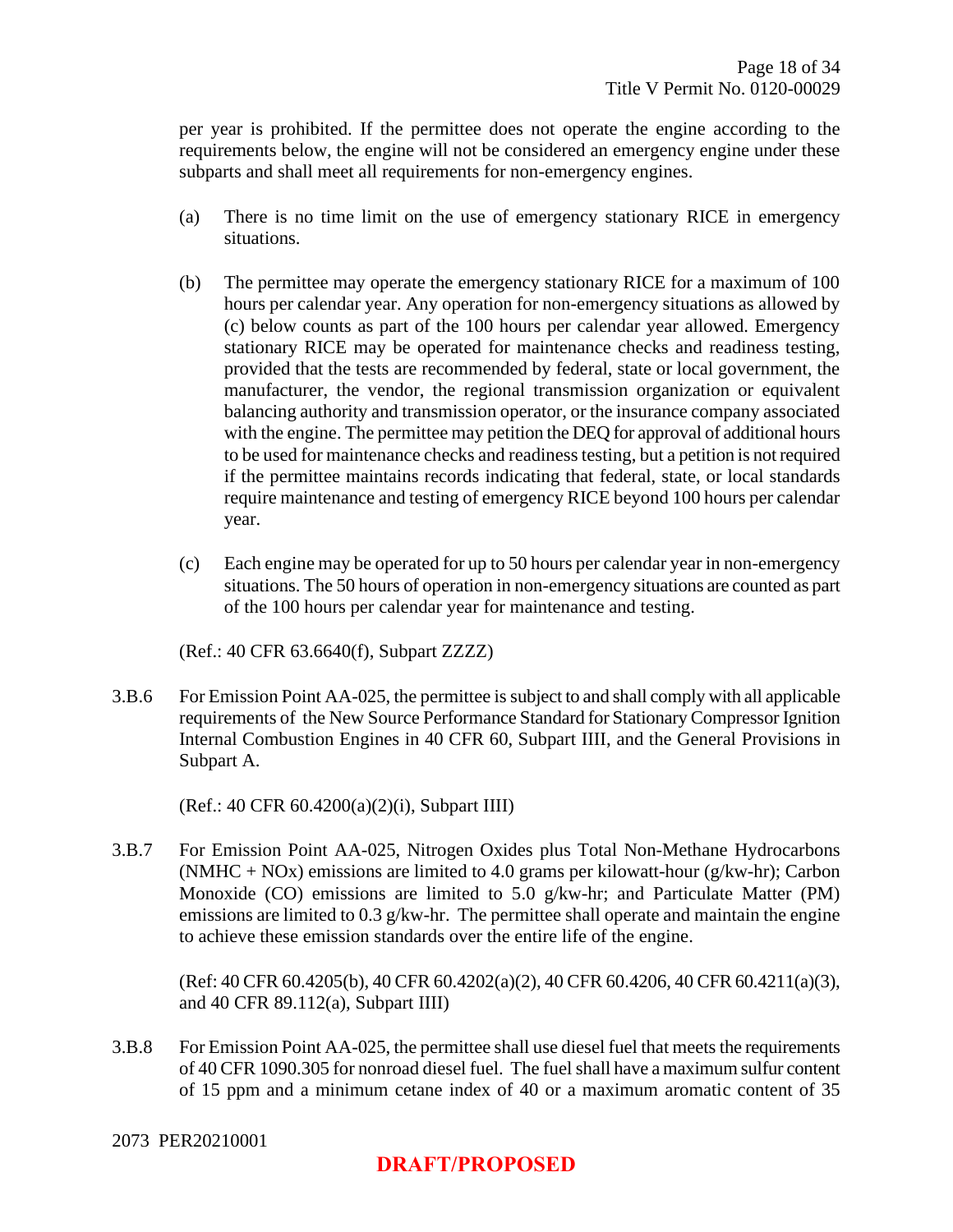per year is prohibited. If the permittee does not operate the engine according to the requirements below, the engine will not be considered an emergency engine under these subparts and shall meet all requirements for non-emergency engines.

(a) There is no time limit on the use of emergency stationary RICE in emergency situations.

(b) The permittee may operate the emergency stationary RICE for a maximum of 100 hours per calendar year. Any operation for non-emergency situations as allowed by (c) below counts as part of the 100 hours per calendar year allowed. Emergency stationary RICE may be operated for maintenance checks and readiness testing, provided that the tests are recommended by federal, state or local government, the manufacturer, the vendor, the regional transmission organization or equivalent balancing authority and transmission operator, or the insurance company associated with the engine. The permittee may petition the DEQ for approval of additional hours to be used for maintenance checks and readiness testing, but a petition is not required if the permittee maintains records indicating that federal, state, or local standards require maintenance and testing of emergency RICE beyond 100 hours per calendar year.

(c) Each engine may be operated for up to 50 hours per calendar year in non-emergency situations. The 50 hours of operation in non-emergency situations are counted as part of the 100 hours per calendar year for maintenance and testing.

(Ref.: 40 CFR 63.6640(f), Subpart ZZZZ)

3.B.6 For Emission Point AA-025, the permittee is subject to and shall comply with all applicable requirements of the New Source Performance Standard for Stationary Compressor Ignition Internal Combustion Engines in 40 CFR 60, Subpart IIII, and the General Provisions in Subpart A.

(Ref.: 40 CFR 60.4200(a)(2)(i), Subpart IIII)

3.B.7 For Emission Point AA-025, Nitrogen Oxides plus Total Non-Methane Hydrocarbons (NMHC + NOx) emissions are limited to 4.0 grams per kilowatt-hour (g/kw-hr); Carbon Monoxide (CO) emissions are limited to 5.0 g/kw-hr; and Particulate Matter (PM) emissions are limited to 0.3 g/kw-hr. The permittee shall operate and maintain the engine to achieve these emission standards over the entire life of the engine.

(Ref: 40 CFR 60.4205(b), 40 CFR 60.4202(a)(2), 40 CFR 60.4206, 40 CFR 60.4211(a)(3), and 40 CFR 89.112(a), Subpart IIII)

3.B.8 For Emission Point AA-025, the permittee shall use diesel fuel that meets the requirements of 40 CFR 1090.305 for nonroad diesel fuel. The fuel shall have a maximum sulfur content of 15 ppm and a minimum cetane index of 40 or a maximum aromatic content of 35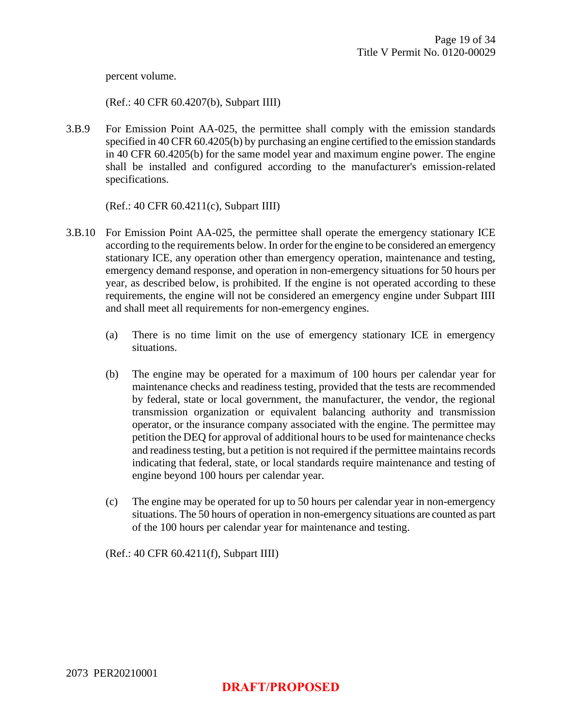percent volume.

(Ref.: 40 CFR 60.4207(b), Subpart IIII)

3.B.9 For Emission Point AA-025, the permittee shall comply with the emission standards specified in 40 CFR 60.4205(b) by purchasing an engine certified to the emission standards in 40 CFR 60.4205(b) for the same model year and maximum engine power. The engine shall be installed and configured according to the manufacturer's emission-related specifications.

(Ref.: 40 CFR 60.4211(c), Subpart IIII)

3.B.10 For Emission Point AA-025, the permittee shall operate the emergency stationary ICE according to the requirements below. In order for the engine to be considered an emergency stationary ICE, any operation other than emergency operation, maintenance and testing, emergency demand response, and operation in non-emergency situations for 50 hours per year, as described below, is prohibited. If the engine is not operated according to these requirements, the engine will not be considered an emergency engine under Subpart IIII and shall meet all requirements for non-emergency engines.

(a) There is no time limit on the use of emergency stationary ICE in emergency situations.

(b) The engine may be operated for a maximum of 100 hours per calendar year for maintenance checks and readiness testing, provided that the tests are recommended by federal, state or local government, the manufacturer, the vendor, the regional transmission organization or equivalent balancing authority and transmission operator, or the insurance company associated with the engine. The permittee may petition the DEQ for approval of additional hours to be used for maintenance checks and readiness testing, but a petition is not required if the permittee maintains records indicating that federal, state, or local standards require maintenance and testing of engine beyond 100 hours per calendar year.

(c) The engine may be operated for up to 50 hours per calendar year in non-emergency situations. The 50 hours of operation in non-emergency situations are counted as part of the 100 hours per calendar year for maintenance and testing.

(Ref.: 40 CFR 60.4211(f), Subpart IIII)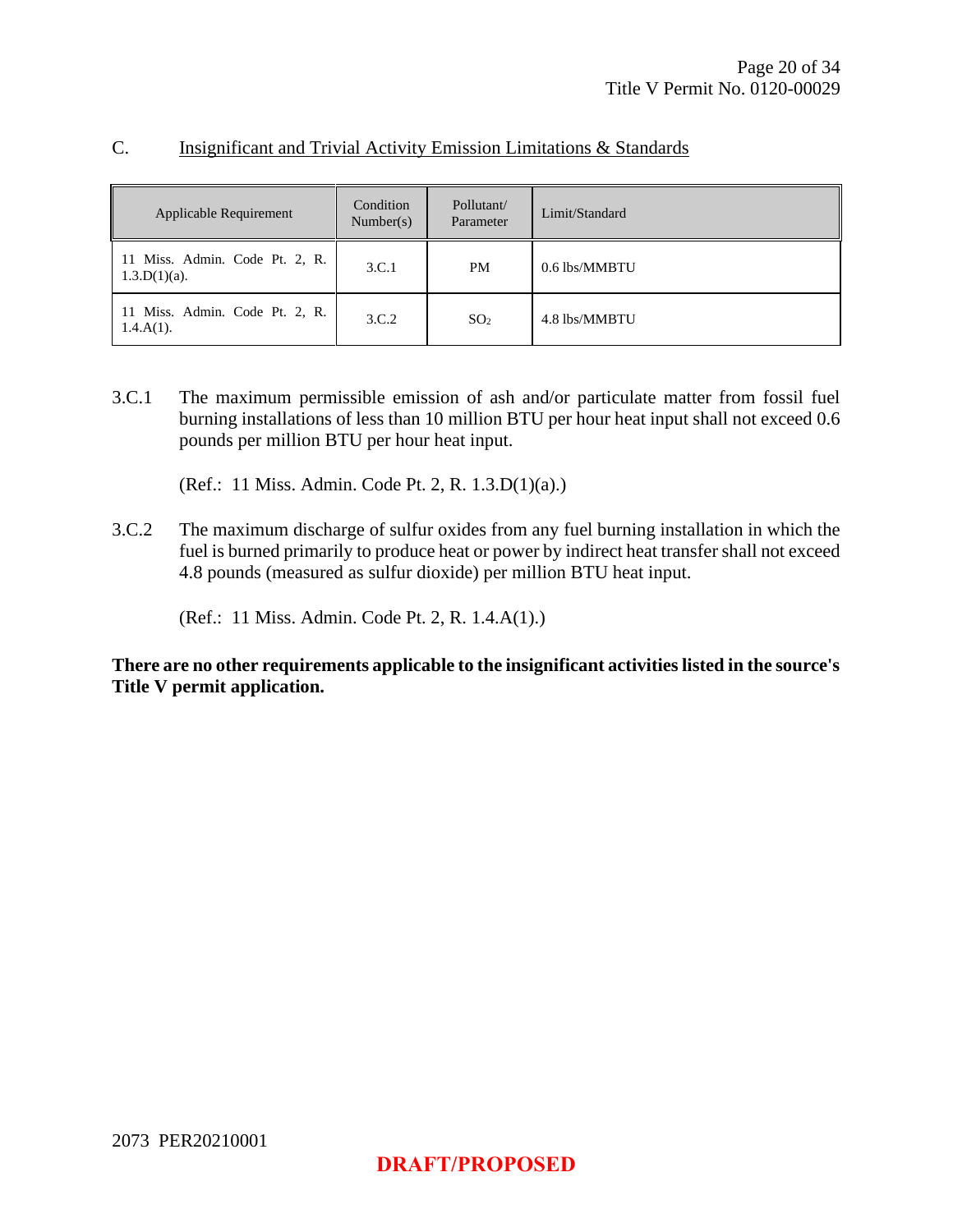## C. Insignificant and Trivial Activity Emission Limitations & Standards

| Applicable Requirement | Condition Number(s) | Pollutant/ Parameter | Limit/Standard |
|---|---|---|---|
| 11 Miss. Admin. Code Pt. 2, R. 1.3.D(1)(a). | 3.C.1 | PM | 0.6 lbs/MMBTU |
| 11 Miss. Admin. Code Pt. 2, R. 1.4.A(1). | 3.C.2 | $SO_2$ | 4.8 lbs/MMBTU |

3.C.1 The maximum permissible emission of ash and/or particulate matter from fossil fuel burning installations of less than 10 million BTU per hour heat input shall not exceed 0.6 pounds per million BTU per hour heat input.

(Ref.: 11 Miss. Admin. Code Pt. 2, R. 1.3.D(1)(a).)

3.C.2 The maximum discharge of sulfur oxides from any fuel burning installation in which the fuel is burned primarily to produce heat or power by indirect heat transfer shall not exceed 4.8 pounds (measured as sulfur dioxide) per million BTU heat input.

(Ref.: 11 Miss. Admin. Code Pt. 2, R. 1.4.A(1).)

**There are no other requirements applicable to the insignificant activities listed in the source's Title V permit application.**

2073 PER20210001

**DRAFT/PROPOSED**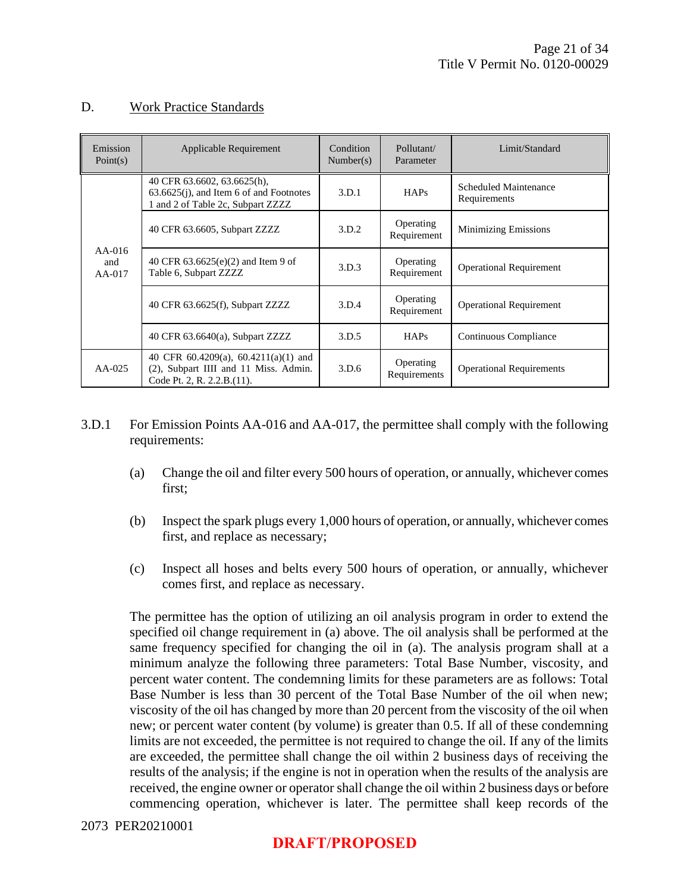## D. Work Practice Standards

| Emission Point(s) | Applicable Requirement | Condition Number(s) | Pollutant/ Parameter | Limit/Standard |
|---|---|---|---|---|
| AA-016 and AA-017 | 40 CFR 63.6602, 63.6625(h), 63.6625(j), and Item 6 of and Footnotes 1 and 2 of Table 2c, Subpart ZZZZ | 3.D.1 | HAPs | Scheduled Maintenance Requirements |
| | 40 CFR 63.6605, Subpart ZZZZ | 3.D.2 | Operating Requirement | Minimizing Emissions |
| | 40 CFR 63.6625(e)(2) and Item 9 of Table 6, Subpart ZZZZ | 3.D.3 | Operating Requirement | Operational Requirement |
| | 40 CFR 63.6625(f), Subpart ZZZZ | 3.D.4 | Operating Requirement | Operational Requirement |
| | 40 CFR 63.6640(a), Subpart ZZZZ | 3.D.5 | HAPs | Continuous Compliance |
| AA-025 | 40 CFR 60.4209(a), 60.4211(a)(1) and (2), Subpart IIII and 11 Miss. Admin. Code Pt. 2, R. 2.2.B.(11). | 3.D.6 | Operating Requirements | Operational Requirements |

3.D.1 For Emission Points AA-016 and AA-017, the permittee shall comply with the following requirements:

(a) Change the oil and filter every 500 hours of operation, or annually, whichever comes first;

(b) Inspect the spark plugs every 1,000 hours of operation, or annually, whichever comes first, and replace as necessary;

(c) Inspect all hoses and belts every 500 hours of operation, or annually, whichever comes first, and replace as necessary.

The permittee has the option of utilizing an oil analysis program in order to extend the specified oil change requirement in (a) above. The oil analysis shall be performed at the same frequency specified for changing the oil in (a). The analysis program shall at a minimum analyze the following three parameters: Total Base Number, viscosity, and percent water content. The condemning limits for these parameters are as follows: Total Base Number is less than 30 percent of the Total Base Number of the oil when new; viscosity of the oil has changed by more than 20 percent from the viscosity of the oil when new; or percent water content (by volume) is greater than 0.5. If all of these condemning limits are not exceeded, the permittee is not required to change the oil. If any of the limits are exceeded, the permittee shall change the oil within 2 business days of receiving the results of the analysis; if the engine is not in operation when the results of the analysis are received, the engine owner or operator shall change the oil within 2 business days or before commencing operation, whichever is later. The permittee shall keep records of the

2073 PER20210001

**DRAFT/PROPOSED**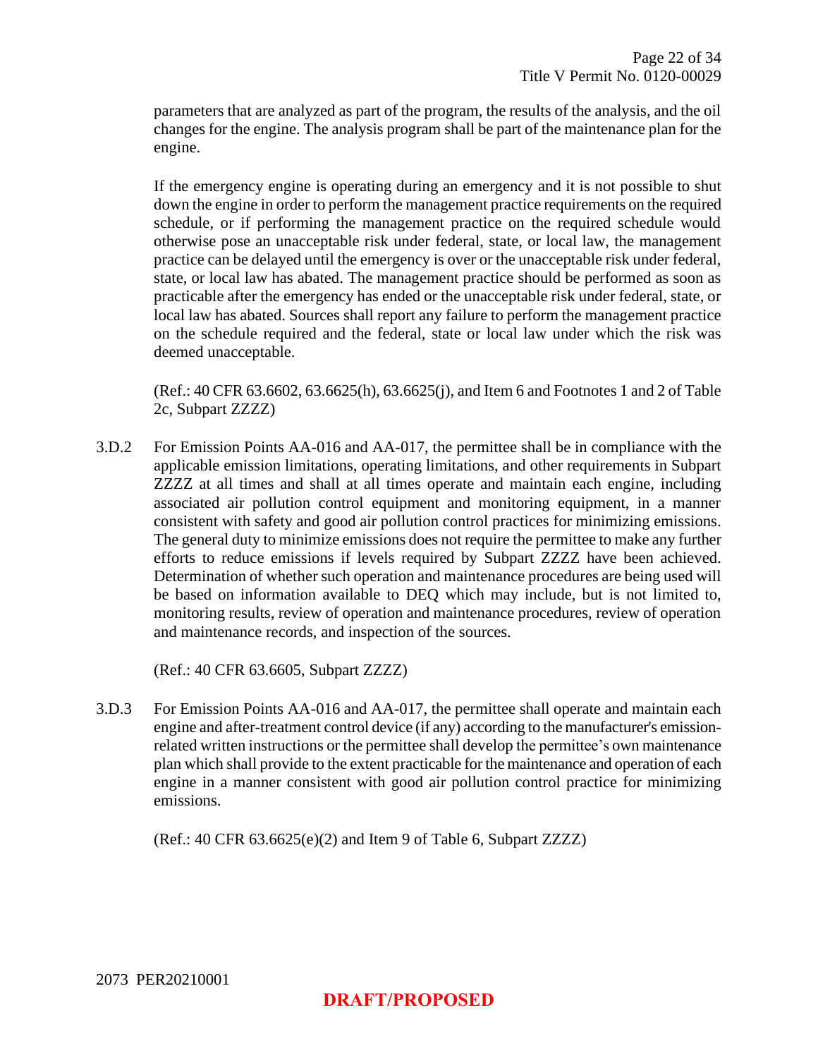parameters that are analyzed as part of the program, the results of the analysis, and the oil changes for the engine. The analysis program shall be part of the maintenance plan for the engine.

If the emergency engine is operating during an emergency and it is not possible to shut down the engine in order to perform the management practice requirements on the required schedule, or if performing the management practice on the required schedule would otherwise pose an unacceptable risk under federal, state, or local law, the management practice can be delayed until the emergency is over or the unacceptable risk under federal, state, or local law has abated. The management practice should be performed as soon as practicable after the emergency has ended or the unacceptable risk under federal, state, or local law has abated. Sources shall report any failure to perform the management practice on the schedule required and the federal, state or local law under which the risk was deemed unacceptable.

(Ref.: 40 CFR 63.6602, 63.6625(h), 63.6625(j), and Item 6 and Footnotes 1 and 2 of Table 2c, Subpart ZZZZ)

3.D.2 For Emission Points AA-016 and AA-017, the permittee shall be in compliance with the applicable emission limitations, operating limitations, and other requirements in Subpart ZZZZ at all times and shall at all times operate and maintain each engine, including associated air pollution control equipment and monitoring equipment, in a manner consistent with safety and good air pollution control practices for minimizing emissions. The general duty to minimize emissions does not require the permittee to make any further efforts to reduce emissions if levels required by Subpart ZZZZ have been achieved. Determination of whether such operation and maintenance procedures are being used will be based on information available to DEQ which may include, but is not limited to, monitoring results, review of operation and maintenance procedures, review of operation and maintenance records, and inspection of the sources.

(Ref.: 40 CFR 63.6605, Subpart ZZZZ)

3.D.3 For Emission Points AA-016 and AA-017, the permittee shall operate and maintain each engine and after-treatment control device (if any) according to the manufacturer's emission-related written instructions or the permittee shall develop the permittee's own maintenance plan which shall provide to the extent practicable for the maintenance and operation of each engine in a manner consistent with good air pollution control practice for minimizing emissions.

(Ref.: 40 CFR 63.6625(e)(2) and Item 9 of Table 6, Subpart ZZZZ)

2073 PER20210001

**DRAFT/PROPOSED**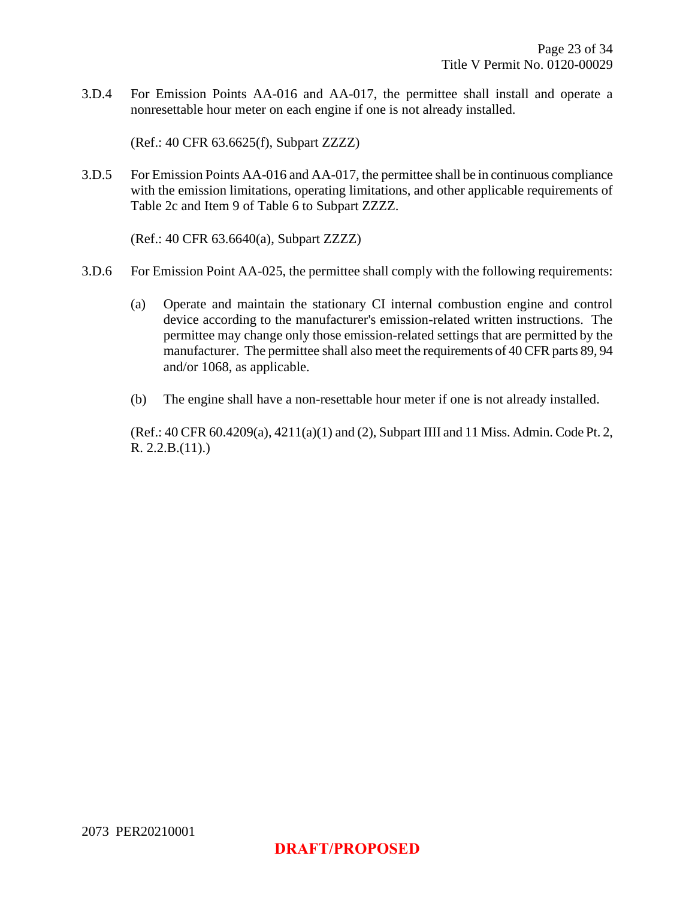3.D.4 For Emission Points AA-016 and AA-017, the permittee shall install and operate a nonresettable hour meter on each engine if one is not already installed.

(Ref.: 40 CFR 63.6625(f), Subpart ZZZZ)

3.D.5 For Emission Points AA-016 and AA-017, the permittee shall be in continuous compliance with the emission limitations, operating limitations, and other applicable requirements of Table 2c and Item 9 of Table 6 to Subpart ZZZZ.

(Ref.: 40 CFR 63.6640(a), Subpart ZZZZ)

3.D.6 For Emission Point AA-025, the permittee shall comply with the following requirements:

(a) Operate and maintain the stationary CI internal combustion engine and control device according to the manufacturer's emission-related written instructions. The permittee may change only those emission-related settings that are permitted by the manufacturer. The permittee shall also meet the requirements of 40 CFR parts 89, 94 and/or 1068, as applicable.

(b) The engine shall have a non-resettable hour meter if one is not already installed.

(Ref.: 40 CFR 60.4209(a), 4211(a)(1) and (2), Subpart IIII and 11 Miss. Admin. Code Pt. 2, R. 2.2.B.(11).)

2073 PER20210001

**DRAFT/PROPOSED**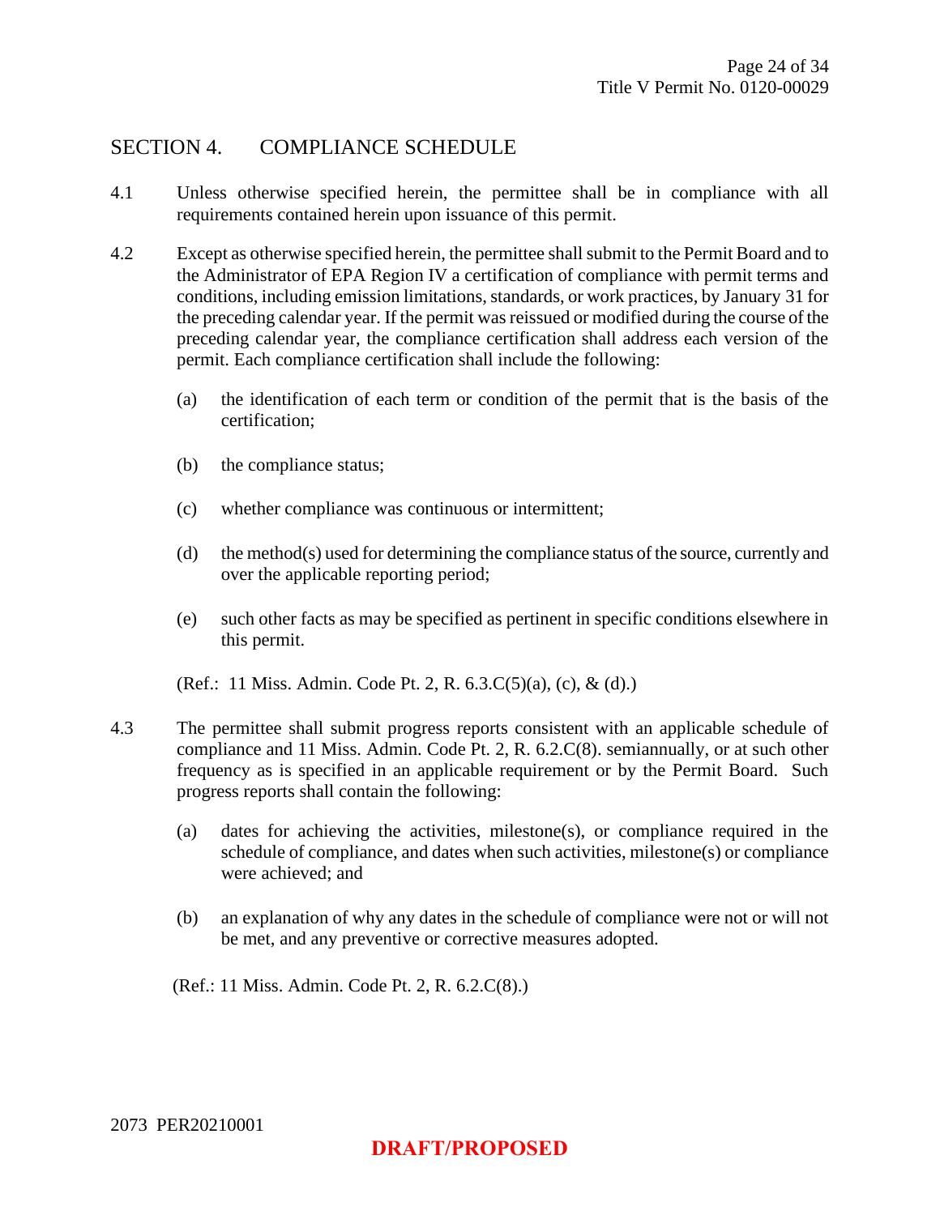## SECTION 4. COMPLIANCE SCHEDULE

4.1 Unless otherwise specified herein, the permittee shall be in compliance with all requirements contained herein upon issuance of this permit.

4.2 Except as otherwise specified herein, the permittee shall submit to the Permit Board and to the Administrator of EPA Region IV a certification of compliance with permit terms and conditions, including emission limitations, standards, or work practices, by January 31 for the preceding calendar year. If the permit was reissued or modified during the course of the preceding calendar year, the compliance certification shall address each version of the permit. Each compliance certification shall include the following:

(a) the identification of each term or condition of the permit that is the basis of the certification;

(b) the compliance status;

(c) whether compliance was continuous or intermittent;

(d) the method(s) used for determining the compliance status of the source, currently and over the applicable reporting period;

(e) such other facts as may be specified as pertinent in specific conditions elsewhere in this permit.

(Ref.: 11 Miss. Admin. Code Pt. 2, R. 6.3.C(5)(a), (c), & (d).)

4.3 The permittee shall submit progress reports consistent with an applicable schedule of compliance and 11 Miss. Admin. Code Pt. 2, R. 6.2.C(8). semiannually, or at such other frequency as is specified in an applicable requirement or by the Permit Board. Such progress reports shall contain the following:

(a) dates for achieving the activities, milestone(s), or compliance required in the schedule of compliance, and dates when such activities, milestone(s) or compliance were achieved; and

(b) an explanation of why any dates in the schedule of compliance were not or will not be met, and any preventive or corrective measures adopted.

(Ref.: 11 Miss. Admin. Code Pt. 2, R. 6.2.C(8).)

2073 PER20210001

**DRAFT/PROPOSED**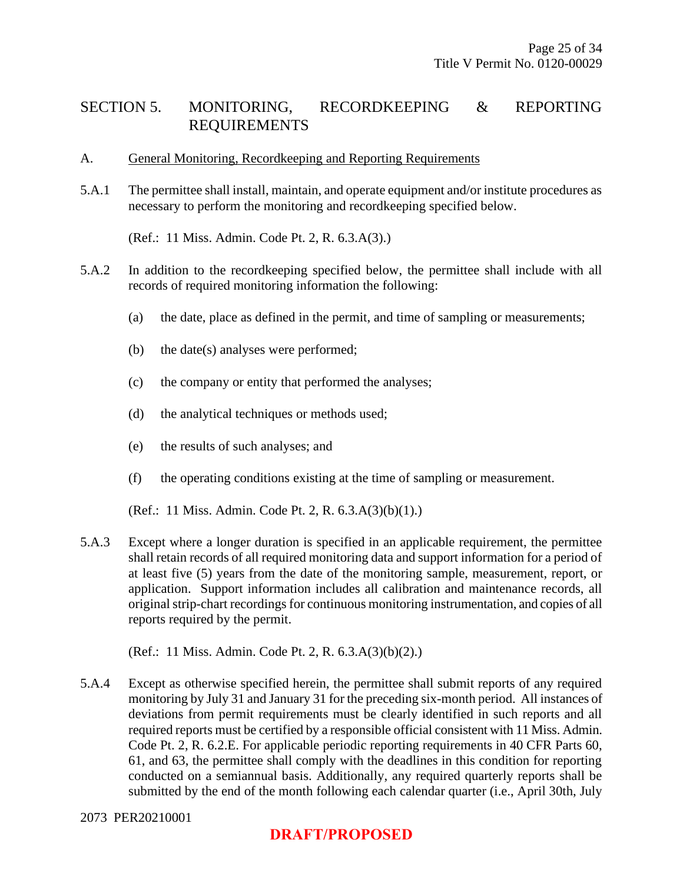## SECTION 5. MONITORING, RECORDKEEPING & REPORTING REQUIREMENTS

A. General Monitoring, Recordkeeping and Reporting Requirements

5.A.1 The permittee shall install, maintain, and operate equipment and/or institute procedures as necessary to perform the monitoring and recordkeeping specified below.

(Ref.: 11 Miss. Admin. Code Pt. 2, R. 6.3.A(3).)

5.A.2 In addition to the recordkeeping specified below, the permittee shall include with all records of required monitoring information the following:

(a) the date, place as defined in the permit, and time of sampling or measurements;

(b) the date(s) analyses were performed;

(c) the company or entity that performed the analyses;

(d) the analytical techniques or methods used;

(e) the results of such analyses; and

(f) the operating conditions existing at the time of sampling or measurement.

(Ref.: 11 Miss. Admin. Code Pt. 2, R. 6.3.A(3)(b)(1).)

5.A.3 Except where a longer duration is specified in an applicable requirement, the permittee shall retain records of all required monitoring data and support information for a period of at least five (5) years from the date of the monitoring sample, measurement, report, or application. Support information includes all calibration and maintenance records, all original strip-chart recordings for continuous monitoring instrumentation, and copies of all reports required by the permit.

(Ref.: 11 Miss. Admin. Code Pt. 2, R. 6.3.A(3)(b)(2).)

5.A.4 Except as otherwise specified herein, the permittee shall submit reports of any required monitoring by July 31 and January 31 for the preceding six-month period. All instances of deviations from permit requirements must be clearly identified in such reports and all required reports must be certified by a responsible official consistent with 11 Miss. Admin. Code Pt. 2, R. 6.2.E. For applicable periodic reporting requirements in 40 CFR Parts 60, 61, and 63, the permittee shall comply with the deadlines in this condition for reporting conducted on a semiannual basis. Additionally, any required quarterly reports shall be submitted by the end of the month following each calendar quarter (i.e., April 30th, July

2073 PER20210001

DRAFT/PROPOSED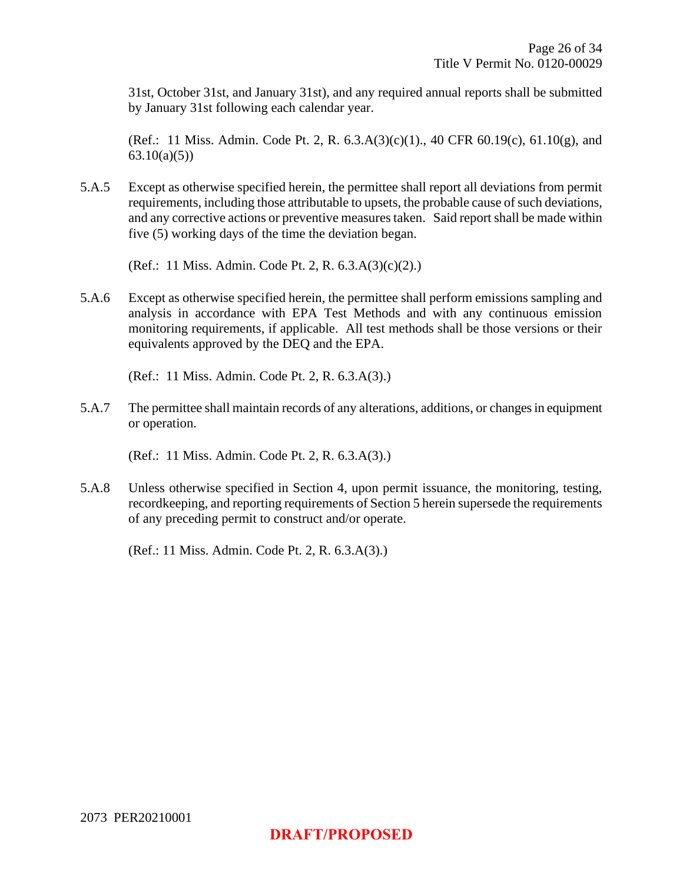31st, October 31st, and January 31st), and any required annual reports shall be submitted by January 31st following each calendar year.

(Ref.: 11 Miss. Admin. Code Pt. 2, R. 6.3.A(3)(c)(1)., 40 CFR 60.19(c), 61.10(g), and 63.10(a)(5))

5.A.5 Except as otherwise specified herein, the permittee shall report all deviations from permit requirements, including those attributable to upsets, the probable cause of such deviations, and any corrective actions or preventive measures taken. Said report shall be made within five (5) working days of the time the deviation began.

(Ref.: 11 Miss. Admin. Code Pt. 2, R. 6.3.A(3)(c)(2).)

5.A.6 Except as otherwise specified herein, the permittee shall perform emissions sampling and analysis in accordance with EPA Test Methods and with any continuous emission monitoring requirements, if applicable. All test methods shall be those versions or their equivalents approved by the DEQ and the EPA.

(Ref.: 11 Miss. Admin. Code Pt. 2, R. 6.3.A(3).)

5.A.7 The permittee shall maintain records of any alterations, additions, or changes in equipment or operation.

(Ref.: 11 Miss. Admin. Code Pt. 2, R. 6.3.A(3).)

5.A.8 Unless otherwise specified in Section 4, upon permit issuance, the monitoring, testing, recordkeeping, and reporting requirements of Section 5 herein supersede the requirements of any preceding permit to construct and/or operate.

(Ref.: 11 Miss. Admin. Code Pt. 2, R. 6.3.A(3).)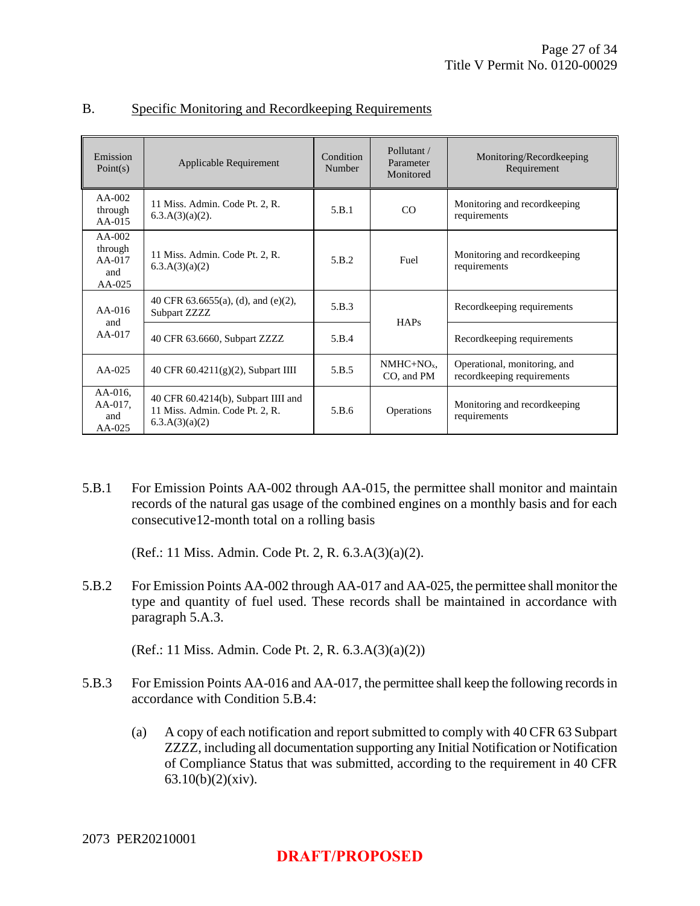## B. Specific Monitoring and Recordkeeping Requirements

| Emission Point(s) | Applicable Requirement | Condition Number | Pollutant / Parameter Monitored | Monitoring/Recordkeeping Requirement |
|---|---|---|---|---|
| AA-002 through AA-015 | 11 Miss. Admin. Code Pt. 2, R. 6.3.A(3)(a)(2). | 5.B.1 | CO | Monitoring and recordkeeping requirements |
| AA-002 through AA-017 and AA-025 | 11 Miss. Admin. Code Pt. 2, R. 6.3.A(3)(a)(2) | 5.B.2 | Fuel | Monitoring and recordkeeping requirements |
| AA-016 and AA-017 | 40 CFR 63.6655(a), (d), and (e)(2), Subpart ZZZZ | 5.B.3 | HAPs | Recordkeeping requirements |
| | 40 CFR 63.6660, Subpart ZZZZ | 5.B.4 | | Recordkeeping requirements |
| AA-025 | 40 CFR 60.4211(g)(2), Subpart IIII | 5.B.5 | NMHC+$NO_x$, CO, and PM | Operational, monitoring, and recordkeeping requirements |
| AA-016, AA-017, and AA-025 | 40 CFR 60.4214(b), Subpart IIII and 11 Miss. Admin. Code Pt. 2, R. 6.3.A(3)(a)(2) | 5.B.6 | Operations | Monitoring and recordkeeping requirements |

5.B.1 For Emission Points AA-002 through AA-015, the permittee shall monitor and maintain records of the natural gas usage of the combined engines on a monthly basis and for each consecutive12-month total on a rolling basis

(Ref.: 11 Miss. Admin. Code Pt. 2, R. 6.3.A(3)(a)(2).

5.B.2 For Emission Points AA-002 through AA-017 and AA-025, the permittee shall monitor the type and quantity of fuel used. These records shall be maintained in accordance with paragraph 5.A.3.

(Ref.: 11 Miss. Admin. Code Pt. 2, R. 6.3.A(3)(a)(2))

5.B.3 For Emission Points AA-016 and AA-017, the permittee shall keep the following records in accordance with Condition 5.B.4:

(a) A copy of each notification and report submitted to comply with 40 CFR 63 Subpart ZZZZ, including all documentation supporting any Initial Notification or Notification of Compliance Status that was submitted, according to the requirement in 40 CFR 63.10(b)(2)(xiv).

2073 PER20210001

**DRAFT/PROPOSED**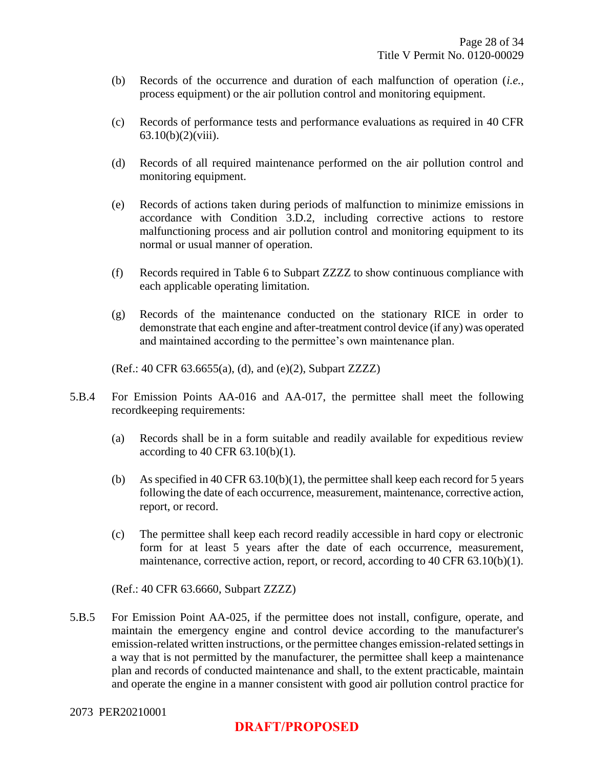(b) Records of the occurrence and duration of each malfunction of operation (*i.e.,* process equipment) or the air pollution control and monitoring equipment.

(c) Records of performance tests and performance evaluations as required in 40 CFR 63.10(b)(2)(viii).

(d) Records of all required maintenance performed on the air pollution control and monitoring equipment.

(e) Records of actions taken during periods of malfunction to minimize emissions in accordance with Condition 3.D.2, including corrective actions to restore malfunctioning process and air pollution control and monitoring equipment to its normal or usual manner of operation.

(f) Records required in Table 6 to Subpart ZZZZ to show continuous compliance with each applicable operating limitation.

(g) Records of the maintenance conducted on the stationary RICE in order to demonstrate that each engine and after-treatment control device (if any) was operated and maintained according to the permittee's own maintenance plan.

(Ref.: 40 CFR 63.6655(a), (d), and (e)(2), Subpart ZZZZ)

5.B.4 For Emission Points AA-016 and AA-017, the permittee shall meet the following recordkeeping requirements:

(a) Records shall be in a form suitable and readily available for expeditious review according to 40 CFR 63.10(b)(1).

(b) As specified in 40 CFR 63.10(b)(1), the permittee shall keep each record for 5 years following the date of each occurrence, measurement, maintenance, corrective action, report, or record.

(c) The permittee shall keep each record readily accessible in hard copy or electronic form for at least 5 years after the date of each occurrence, measurement, maintenance, corrective action, report, or record, according to 40 CFR 63.10(b)(1).

(Ref.: 40 CFR 63.6660, Subpart ZZZZ)

5.B.5 For Emission Point AA-025, if the permittee does not install, configure, operate, and maintain the emergency engine and control device according to the manufacturer's emission-related written instructions, or the permittee changes emission-related settings in a way that is not permitted by the manufacturer, the permittee shall keep a maintenance plan and records of conducted maintenance and shall, to the extent practicable, maintain and operate the engine in a manner consistent with good air pollution control practice for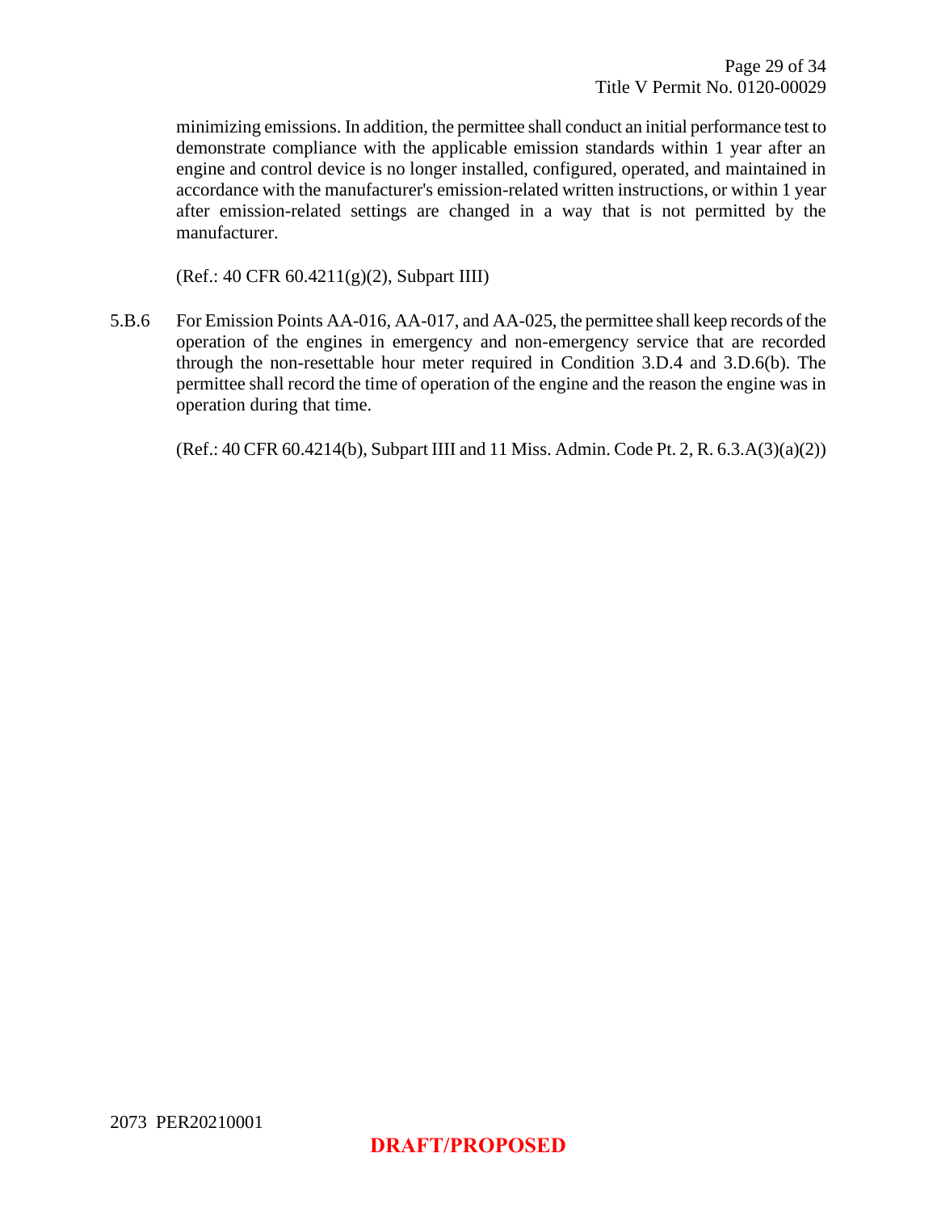minimizing emissions. In addition, the permittee shall conduct an initial performance test to demonstrate compliance with the applicable emission standards within 1 year after an engine and control device is no longer installed, configured, operated, and maintained in accordance with the manufacturer's emission-related written instructions, or within 1 year after emission-related settings are changed in a way that is not permitted by the manufacturer.

(Ref.: 40 CFR 60.4211(g)(2), Subpart IIII)

5.B.6 For Emission Points AA-016, AA-017, and AA-025, the permittee shall keep records of the operation of the engines in emergency and non-emergency service that are recorded through the non-resettable hour meter required in Condition 3.D.4 and 3.D.6(b). The permittee shall record the time of operation of the engine and the reason the engine was in operation during that time.

(Ref.: 40 CFR 60.4214(b), Subpart IIII and 11 Miss. Admin. Code Pt. 2, R. 6.3.A(3)(a)(2))

2073 PER20210001

**DRAFT/PROPOSED**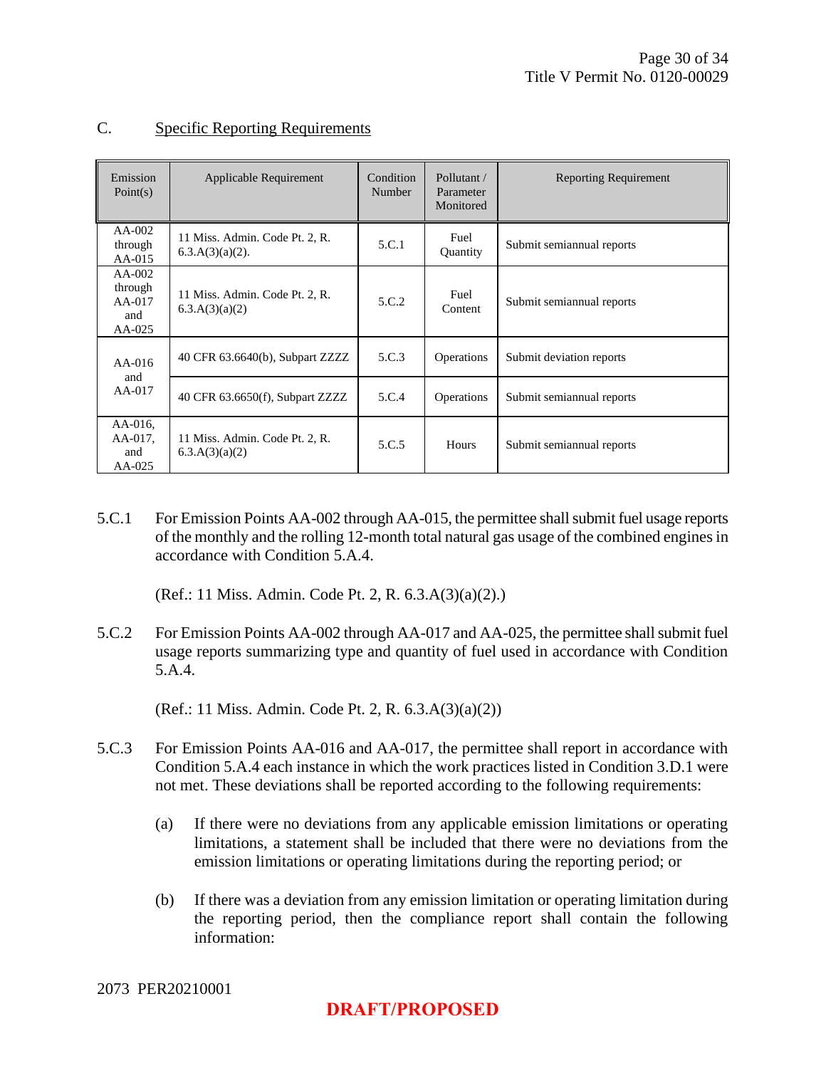## C. Specific Reporting Requirements

| Emission Point(s) | Applicable Requirement | Condition Number | Pollutant / Parameter Monitored | Reporting Requirement |
|---|---|---|---|---|
| AA-002 through AA-015 | 11 Miss. Admin. Code Pt. 2, R. 6.3.A(3)(a)(2). | 5.C.1 | Fuel Quantity | Submit semiannual reports |
| AA-002 through AA-017 and AA-025 | 11 Miss. Admin. Code Pt. 2, R. 6.3.A(3)(a)(2) | 5.C.2 | Fuel Content | Submit semiannual reports |
| AA-016 and AA-017 | 40 CFR 63.6640(b), Subpart ZZZZ | 5.C.3 | Operations | Submit deviation reports |
| | 40 CFR 63.6650(f), Subpart ZZZZ | 5.C.4 | Operations | Submit semiannual reports |
| AA-016, AA-017, and AA-025 | 11 Miss. Admin. Code Pt. 2, R. 6.3.A(3)(a)(2) | 5.C.5 | Hours | Submit semiannual reports |

5.C.1 For Emission Points AA-002 through AA-015, the permittee shall submit fuel usage reports of the monthly and the rolling 12-month total natural gas usage of the combined engines in accordance with Condition 5.A.4.

(Ref.: 11 Miss. Admin. Code Pt. 2, R. 6.3.A(3)(a)(2).)

5.C.2 For Emission Points AA-002 through AA-017 and AA-025, the permittee shall submit fuel usage reports summarizing type and quantity of fuel used in accordance with Condition 5.A.4.

(Ref.: 11 Miss. Admin. Code Pt. 2, R. 6.3.A(3)(a)(2))

5.C.3 For Emission Points AA-016 and AA-017, the permittee shall report in accordance with Condition 5.A.4 each instance in which the work practices listed in Condition 3.D.1 were not met. These deviations shall be reported according to the following requirements:

(a) If there were no deviations from any applicable emission limitations or operating limitations, a statement shall be included that there were no deviations from the emission limitations or operating limitations during the reporting period; or

(b) If there was a deviation from any emission limitation or operating limitation during the reporting period, then the compliance report shall contain the following information:

2073 PER20210001

**DRAFT/PROPOSED**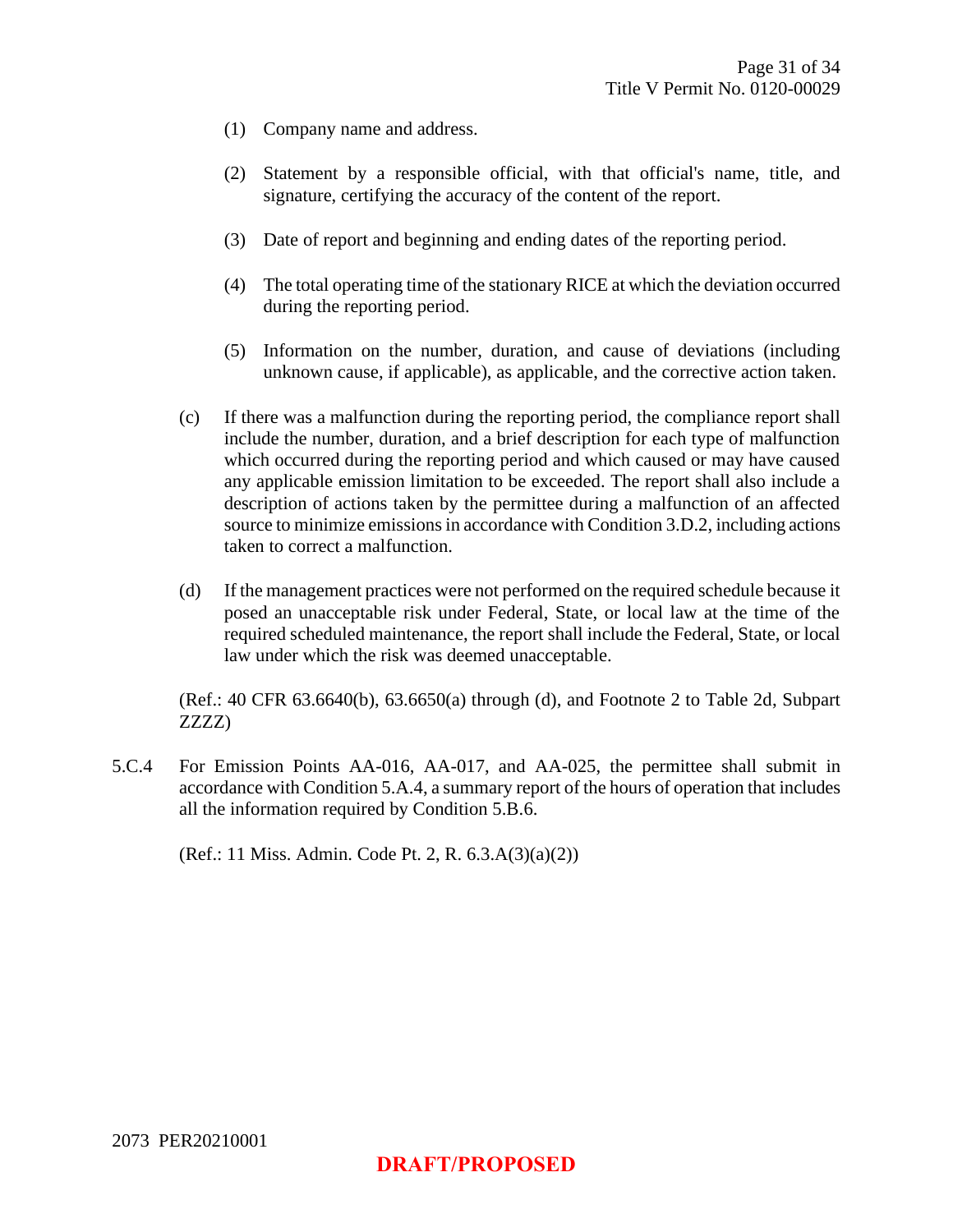(1) Company name and address.

(2) Statement by a responsible official, with that official's name, title, and signature, certifying the accuracy of the content of the report.

(3) Date of report and beginning and ending dates of the reporting period.

(4) The total operating time of the stationary RICE at which the deviation occurred during the reporting period.

(5) Information on the number, duration, and cause of deviations (including unknown cause, if applicable), as applicable, and the corrective action taken.

(c) If there was a malfunction during the reporting period, the compliance report shall include the number, duration, and a brief description for each type of malfunction which occurred during the reporting period and which caused or may have caused any applicable emission limitation to be exceeded. The report shall also include a description of actions taken by the permittee during a malfunction of an affected source to minimize emissions in accordance with Condition 3.D.2, including actions taken to correct a malfunction.

(d) If the management practices were not performed on the required schedule because it posed an unacceptable risk under Federal, State, or local law at the time of the required scheduled maintenance, the report shall include the Federal, State, or local law under which the risk was deemed unacceptable.

(Ref.: 40 CFR 63.6640(b), 63.6650(a) through (d), and Footnote 2 to Table 2d, Subpart ZZZZ)

5.C.4 For Emission Points AA-016, AA-017, and AA-025, the permittee shall submit in accordance with Condition 5.A.4, a summary report of the hours of operation that includes all the information required by Condition 5.B.6.

(Ref.: 11 Miss. Admin. Code Pt. 2, R. 6.3.A(3)(a)(2))

2073 PER20210001

**DRAFT/PROPOSED**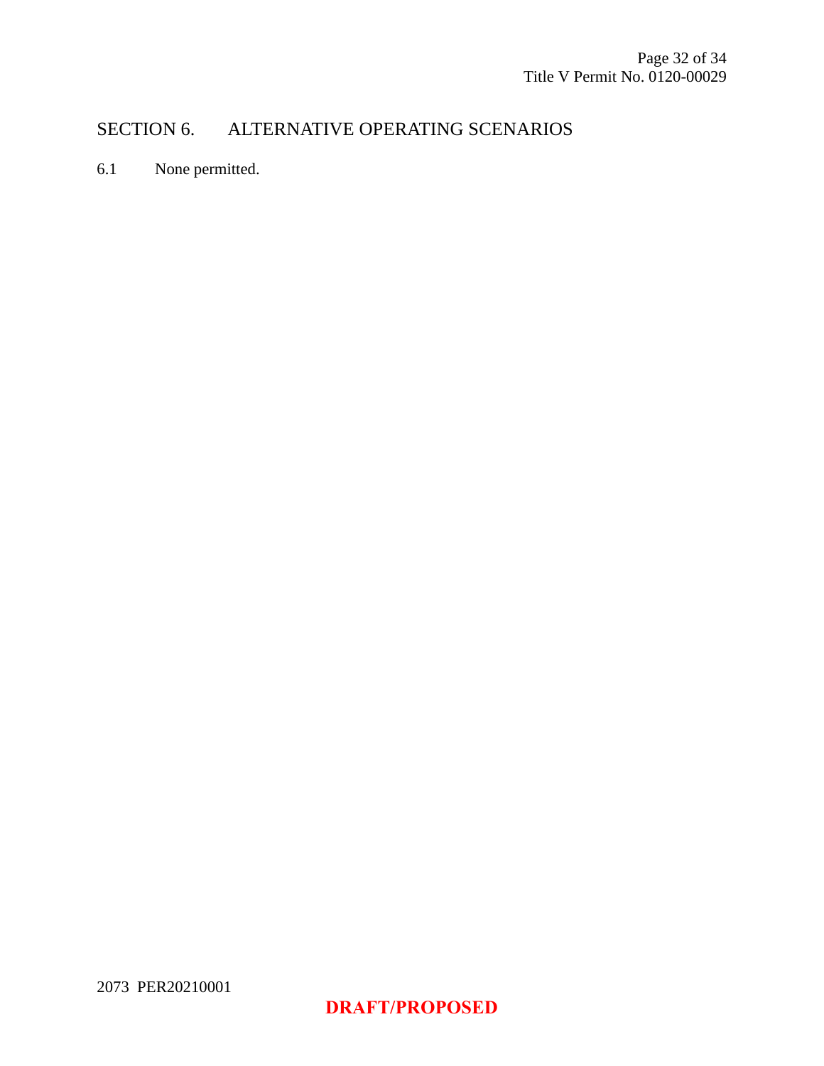# SECTION 6. ALTERNATIVE OPERATING SCENARIOS

6.1 None permitted.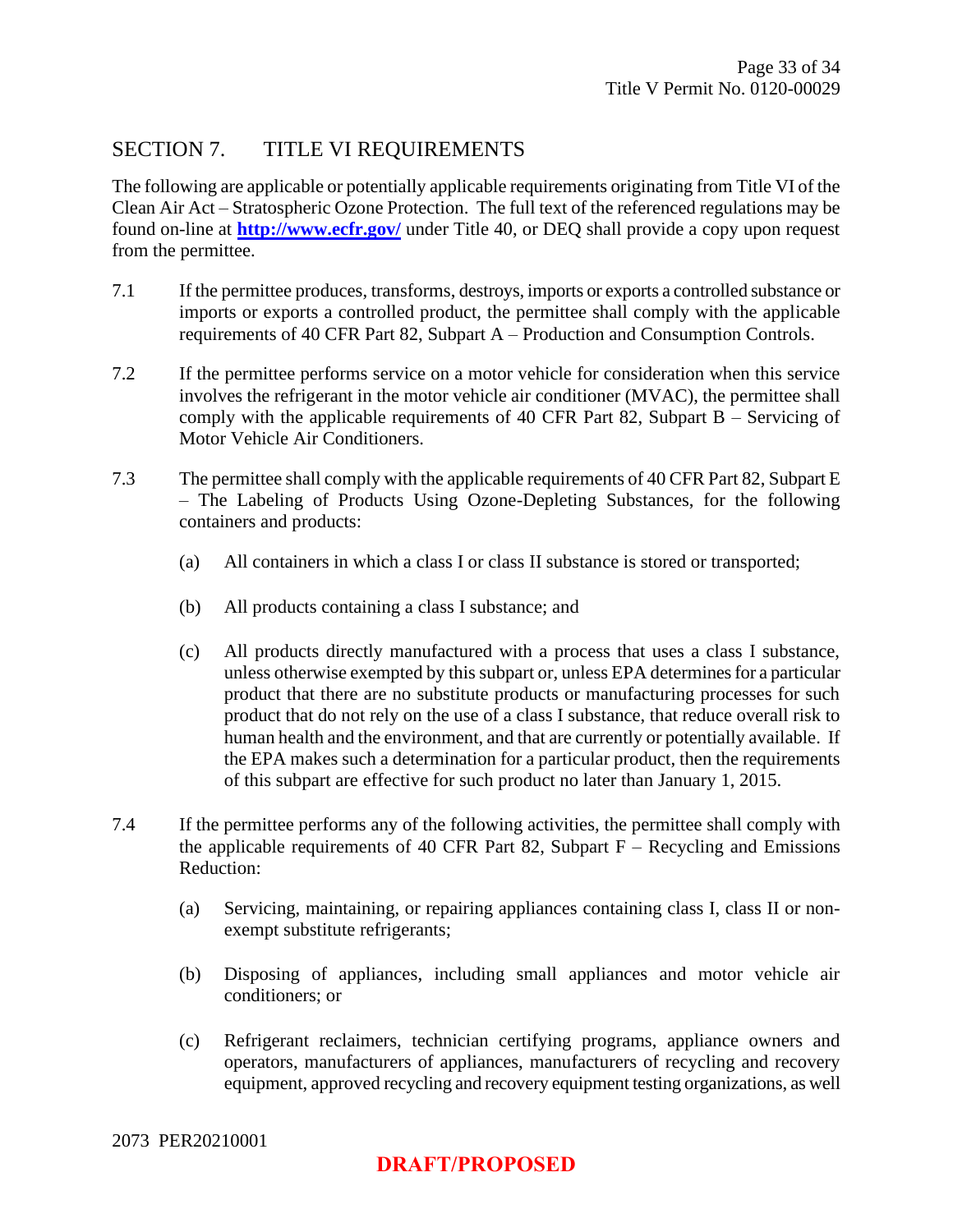## SECTION 7. TITLE VI REQUIREMENTS

The following are applicable or potentially applicable requirements originating from Title VI of the Clean Air Act – Stratospheric Ozone Protection. The full text of the referenced regulations may be found on-line at **http://www.ecfr.gov/** under Title 40, or DEQ shall provide a copy upon request from the permittee.

7.1 If the permittee produces, transforms, destroys, imports or exports a controlled substance or imports or exports a controlled product, the permittee shall comply with the applicable requirements of 40 CFR Part 82, Subpart A – Production and Consumption Controls.

7.2 If the permittee performs service on a motor vehicle for consideration when this service involves the refrigerant in the motor vehicle air conditioner (MVAC), the permittee shall comply with the applicable requirements of 40 CFR Part 82, Subpart B – Servicing of Motor Vehicle Air Conditioners.

7.3 The permittee shall comply with the applicable requirements of 40 CFR Part 82, Subpart E – The Labeling of Products Using Ozone-Depleting Substances, for the following containers and products:

(a) All containers in which a class I or class II substance is stored or transported;

(b) All products containing a class I substance; and

(c) All products directly manufactured with a process that uses a class I substance, unless otherwise exempted by this subpart or, unless EPA determines for a particular product that there are no substitute products or manufacturing processes for such product that do not rely on the use of a class I substance, that reduce overall risk to human health and the environment, and that are currently or potentially available. If the EPA makes such a determination for a particular product, then the requirements of this subpart are effective for such product no later than January 1, 2015.

7.4 If the permittee performs any of the following activities, the permittee shall comply with the applicable requirements of 40 CFR Part 82, Subpart F – Recycling and Emissions Reduction:

(a) Servicing, maintaining, or repairing appliances containing class I, class II or non-exempt substitute refrigerants;

(b) Disposing of appliances, including small appliances and motor vehicle air conditioners; or

(c) Refrigerant reclaimers, technician certifying programs, appliance owners and operators, manufacturers of appliances, manufacturers of recycling and recovery equipment, approved recycling and recovery equipment testing organizations, as well

2073 PER20210001

**DRAFT/PROPOSED**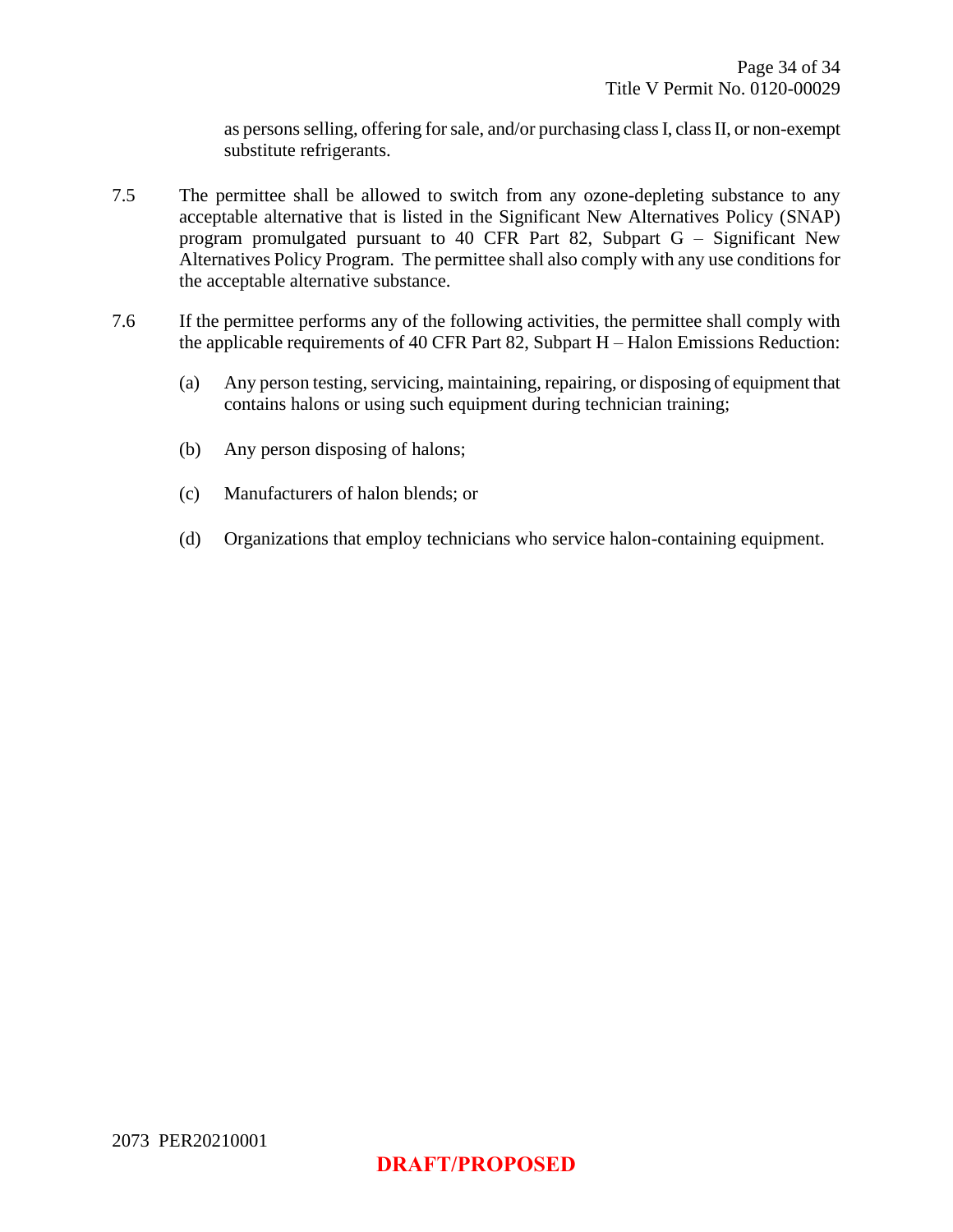as persons selling, offering for sale, and/or purchasing class I, class II, or non-exempt substitute refrigerants.

7.5 The permittee shall be allowed to switch from any ozone-depleting substance to any acceptable alternative that is listed in the Significant New Alternatives Policy (SNAP) program promulgated pursuant to 40 CFR Part 82, Subpart G – Significant New Alternatives Policy Program. The permittee shall also comply with any use conditions for the acceptable alternative substance.

7.6 If the permittee performs any of the following activities, the permittee shall comply with the applicable requirements of 40 CFR Part 82, Subpart H – Halon Emissions Reduction:

(a) Any person testing, servicing, maintaining, repairing, or disposing of equipment that contains halons or using such equipment during technician training;

(b) Any person disposing of halons;

(c) Manufacturers of halon blends; or

(d) Organizations that employ technicians who service halon-containing equipment.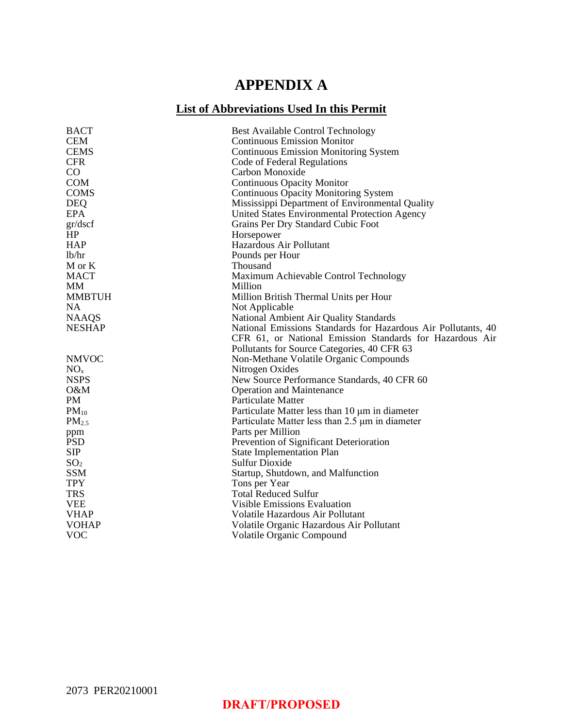# APPENDIX A

## List of Abbreviations Used In this Permit

| | |
|---|---|
| BACT | Best Available Control Technology |
| CEM | Continuous Emission Monitor |
| CEMS | Continuous Emission Monitoring System |
| CFR | Code of Federal Regulations |
| CO | Carbon Monoxide |
| COM | Continuous Opacity Monitor |
| COMS | Continuous Opacity Monitoring System |
| DEQ | Mississippi Department of Environmental Quality |
| EPA | United States Environmental Protection Agency |
| gr/dscf | Grains Per Dry Standard Cubic Foot |
| HP | Horsepower |
| HAP | Hazardous Air Pollutant |
| lb/hr | Pounds per Hour |
| M or K | Thousand |
| MACT | Maximum Achievable Control Technology |
| MM | Million |
| MMBTUH | Million British Thermal Units per Hour |
| NA | Not Applicable |
| NAAQS | National Ambient Air Quality Standards |
| NESHAP | National Emissions Standards for Hazardous Air Pollutants, 40 CFR 61, or National Emission Standards for Hazardous Air Pollutants for Source Categories, 40 CFR 63 |
| NMVOC | Non-Methane Volatile Organic Compounds |
| $NO_x$ | Nitrogen Oxides |
| NSPS | New Source Performance Standards, 40 CFR 60 |
| O&M | Operation and Maintenance |
| PM | Particulate Matter |
| $PM_{10}$ | Particulate Matter less than 10 μm in diameter |
| $PM_{2.5}$ | Particulate Matter less than 2.5 μm in diameter |
| ppm | Parts per Million |
| PSD | Prevention of Significant Deterioration |
| SIP | State Implementation Plan |
| $SO_2$ | Sulfur Dioxide |
| SSM | Startup, Shutdown, and Malfunction |
| TPY | Tons per Year |
| TRS | Total Reduced Sulfur |
| VEE | Visible Emissions Evaluation |
| VHAP | Volatile Hazardous Air Pollutant |
| VOHAP | Volatile Organic Hazardous Air Pollutant |
| VOC | Volatile Organic Compound |

2073 PER20210001

**DRAFT/PROPOSED**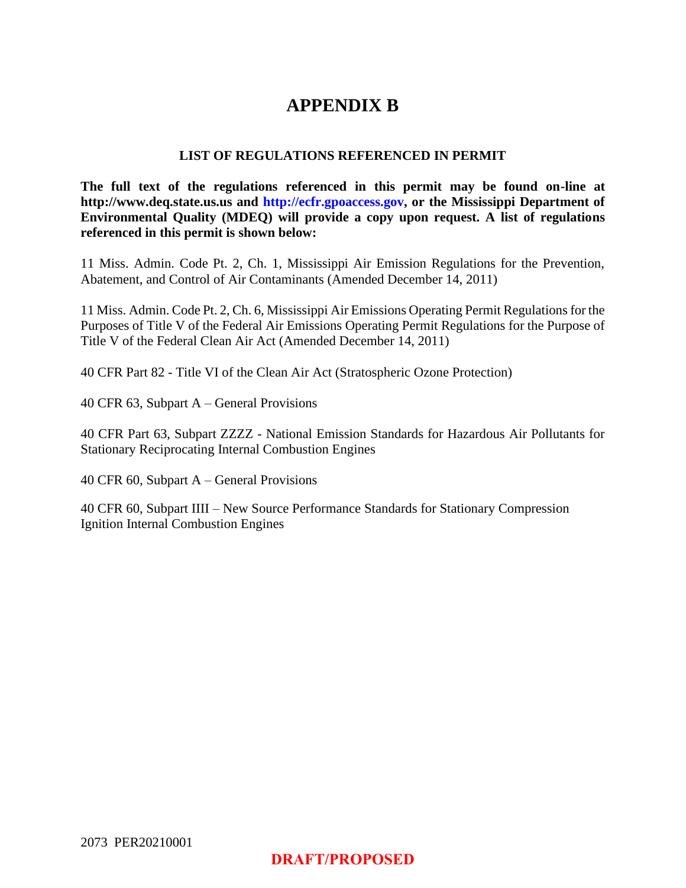# APPENDIX B

**LIST OF REGULATIONS REFERENCED IN PERMIT**

**The full text of the regulations referenced in this permit may be found on-line at http://www.deq.state.us.us and http://ecfr.gpoaccess.gov, or the Mississippi Department of Environmental Quality (MDEQ) will provide a copy upon request. A list of regulations referenced in this permit is shown below:**

11 Miss. Admin. Code Pt. 2, Ch. 1, Mississippi Air Emission Regulations for the Prevention, Abatement, and Control of Air Contaminants (Amended December 14, 2011)

11 Miss. Admin. Code Pt. 2, Ch. 6, Mississippi Air Emissions Operating Permit Regulations for the Purposes of Title V of the Federal Air Emissions Operating Permit Regulations for the Purpose of Title V of the Federal Clean Air Act (Amended December 14, 2011)

40 CFR Part 82 - Title VI of the Clean Air Act (Stratospheric Ozone Protection)

40 CFR 63, Subpart A – General Provisions

40 CFR Part 63, Subpart ZZZZ - National Emission Standards for Hazardous Air Pollutants for Stationary Reciprocating Internal Combustion Engines

40 CFR 60, Subpart A – General Provisions

40 CFR 60, Subpart IIII – New Source Performance Standards for Stationary Compression Ignition Internal Combustion Engines

2073 PER20210001

**DRAFT/PROPOSED**